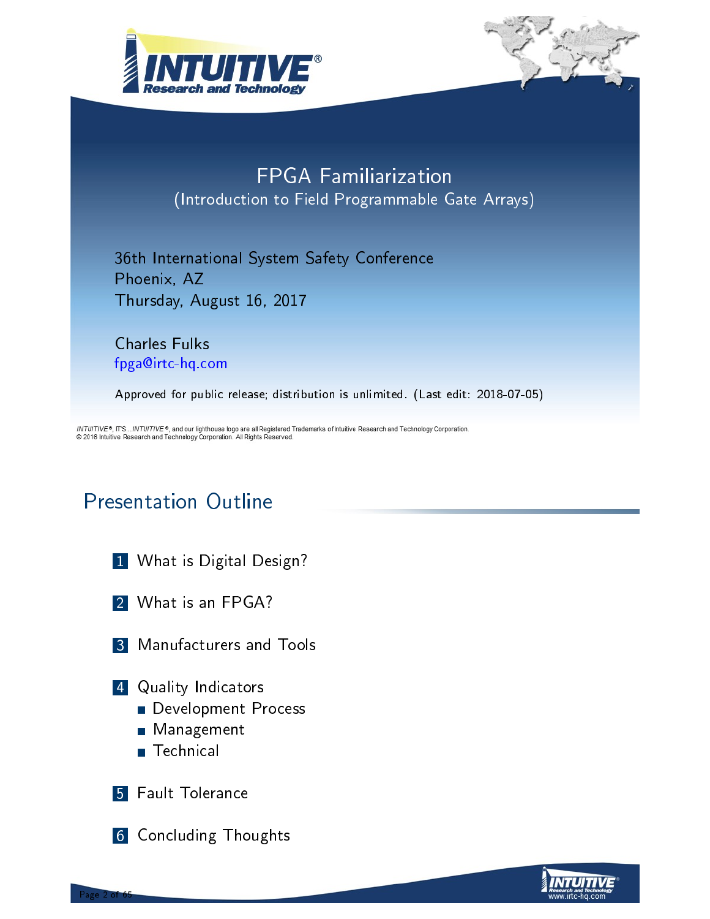# FPGA Familiarization

(Introduction to Field Programmable Gate Arrays)

36th International System Safety Conference
Phoenix, AZ
Thursday, August 16, 2017

Charles Fulks
fpga@irtc-hq.com

Approved for public release; distribution is unlimited. (Last edit: 2018-07-05)

*INTUITIVE*®, IT'S...*INTUITIVE*®, and our lighthouse logo are all Registered Trademarks of Intuitive Research and Technology Corporation.
© 2016 Intuitive Research and Technology Corporation. All Rights Reserved.

## Presentation Outline

1. What is Digital Design?
2. What is an FPGA?
3. Manufacturers and Tools
4. Quality Indicators
   - Development Process
   - Management
   - Technical
5. Fault Tolerance
6. Concluding Thoughts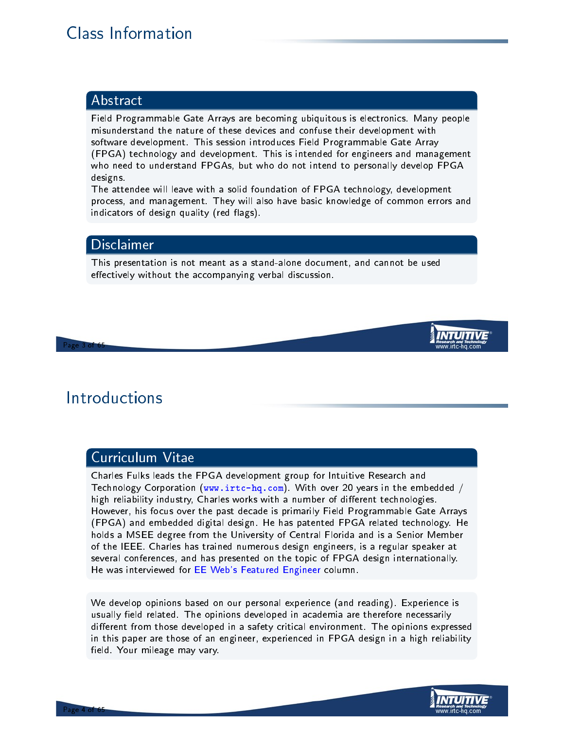# Class Information

## Abstract

Field Programmable Gate Arrays are becoming ubiquitous is electronics. Many people misunderstand the nature of these devices and confuse their development with software development. This session introduces Field Programmable Gate Array (FPGA) technology and development. This is intended for engineers and management who need to understand FPGAs, but who do not intend to personally develop FPGA designs.

The attendee will leave with a solid foundation of FPGA technology, development process, and management. They will also have basic knowledge of common errors and indicators of design quality (red flags).

## Disclaimer

This presentation is not meant as a stand-alone document, and cannot be used effectively without the accompanying verbal discussion.

# Introductions

## Curriculum Vitae

Charles Fulks leads the FPGA development group for Intuitive Research and Technology Corporation (www.irtc-hq.com). With over 20 years in the embedded / high reliability industry, Charles works with a number of different technologies. However, his focus over the past decade is primarily Field Programmable Gate Arrays (FPGA) and embedded digital design. He has patented FPGA related technology. He holds a MSEE degree from the University of Central Florida and is a Senior Member of the IEEE. Charles has trained numerous design engineers, is a regular speaker at several conferences, and has presented on the topic of FPGA design internationally. He was interviewed for EE Web's Featured Engineer column.

We develop opinions based on our personal experience (and reading). Experience is usually field related. The opinions developed in academia are therefore necessarily different from those developed in a safety critical environment. The opinions expressed in this paper are those of an engineer, experienced in FPGA design in a high reliability field. Your mileage may vary.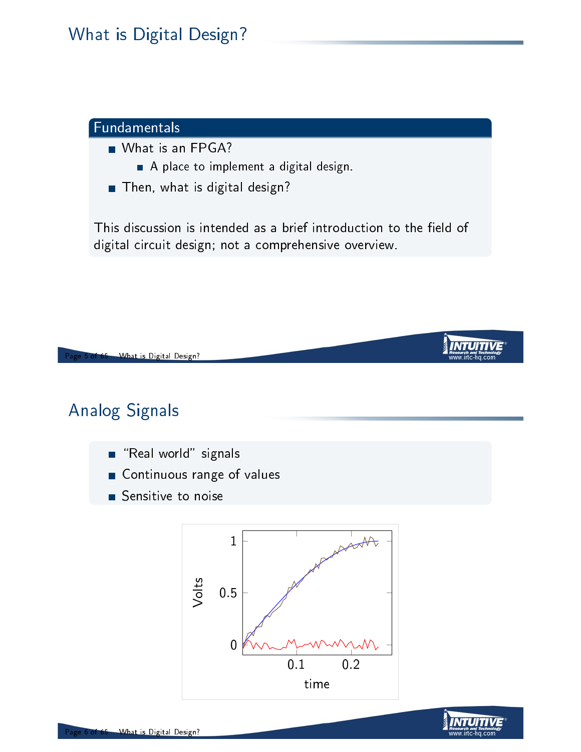# What is Digital Design?

## Fundamentals

- What is an FPGA?
  - A place to implement a digital design.
- Then, what is digital design?

This discussion is intended as a brief introduction to the field of digital circuit design; not a comprehensive overview.

# Analog Signals

- "Real world" signals
- Continuous range of values
- Sensitive to noise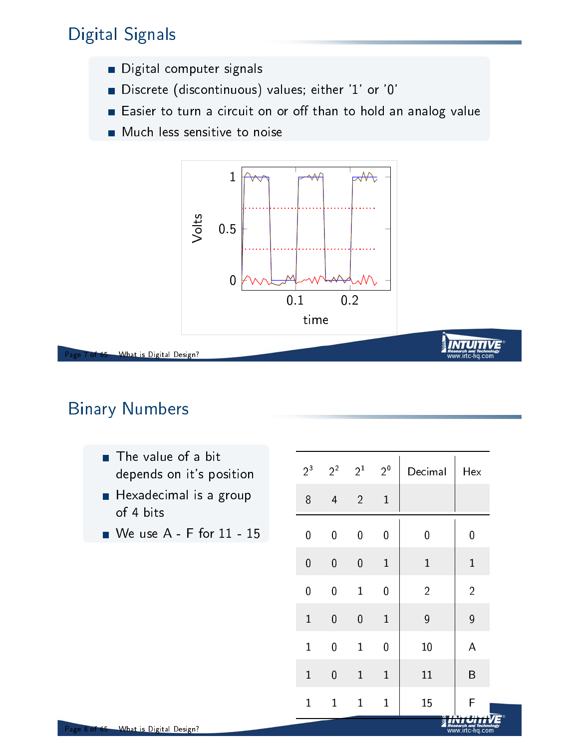## Digital Signals

- Digital computer signals
- Discrete (discontinuous) values; either '1' or '0'
- Easier to turn a circuit on or off than to hold an analog value
- Much less sensitive to noise

## Binary Numbers

- The value of a bit depends on it's position
- Hexadecimal is a group of 4 bits
- We use A - F for 11 - 15

| $2^3$ | $2^2$ | $2^1$ | $2^0$ | Decimal | Hex |
|---|---|---|---|---|---|
| 8 | 4 | 2 | 1 | | |
| 0 | 0 | 0 | 0 | 0 | 0 |
| 0 | 0 | 0 | 1 | 1 | 1 |
| 0 | 0 | 1 | 0 | 2 | 2 |
| 1 | 0 | 0 | 1 | 9 | 9 |
| 1 | 0 | 1 | 0 | 10 | A |
| 1 | 0 | 1 | 1 | 11 | B |
| 1 | 1 | 1 | 1 | 15 | F |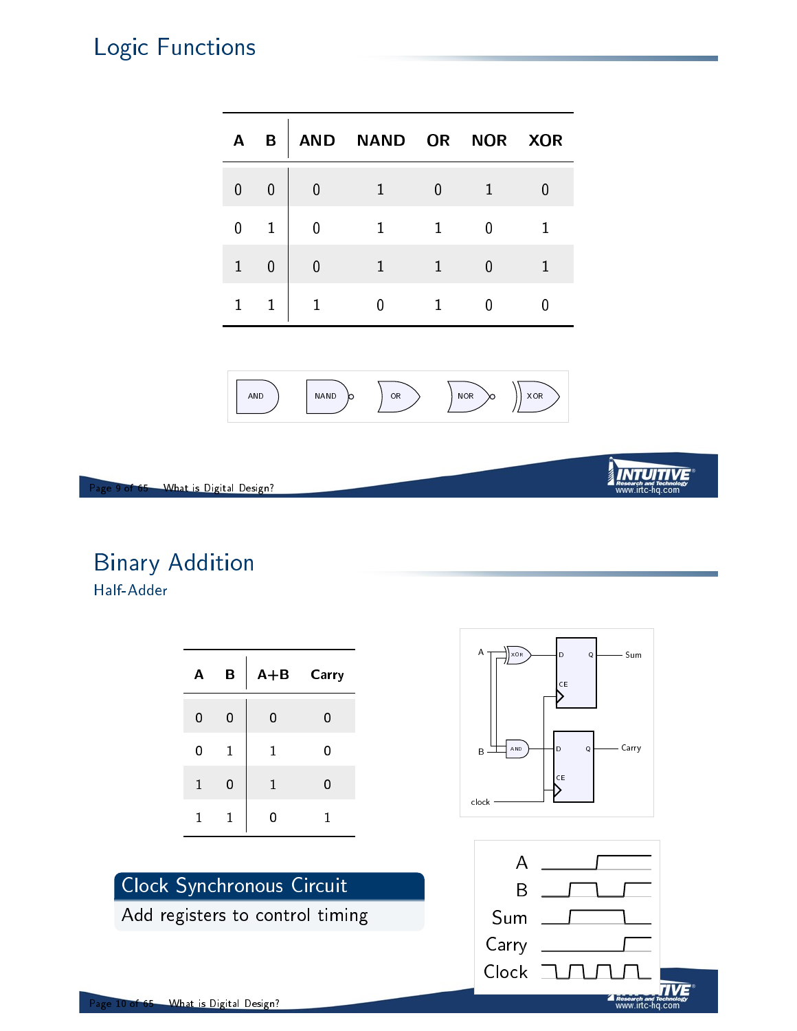# Logic Functions

| A | B | AND | NAND | OR | NOR | XOR |
|---|---|---|---|---|---|---|
| 0 | 0 | 0 | 1 | 0 | 1 | 0 |
| 0 | 1 | 0 | 1 | 1 | 0 | 1 |
| 1 | 0 | 0 | 1 | 1 | 0 | 1 |
| 1 | 1 | 1 | 0 | 1 | 0 | 0 |

# Binary Addition

## Half-Adder

| A | B | A+B | Carry |
|---|---|---|---|
| 0 | 0 | 0 | 0 |
| 0 | 1 | 1 | 0 |
| 1 | 0 | 1 | 0 |
| 1 | 1 | 0 | 1 |

**Clock Synchronous Circuit**

Add registers to control timing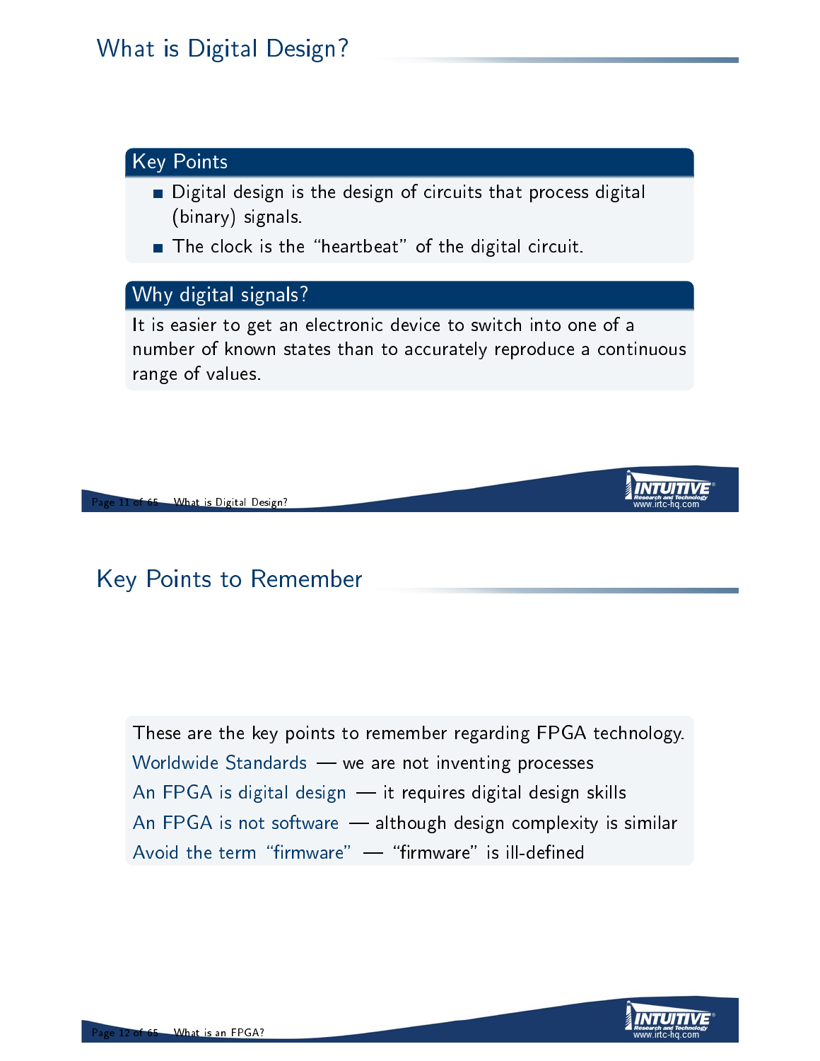# What is Digital Design?

### Key Points

- Digital design is the design of circuits that process digital (binary) signals.
- The clock is the "heartbeat" of the digital circuit.

### Why digital signals?

It is easier to get an electronic device to switch into one of a number of known states than to accurately reproduce a continuous range of values.

# Key Points to Remember

These are the key points to remember regarding FPGA technology.

Worldwide Standards — we are not inventing processes

An FPGA is digital design — it requires digital design skills

An FPGA is not software — although design complexity is similar

Avoid the term "firmware" — "firmware" is ill-defined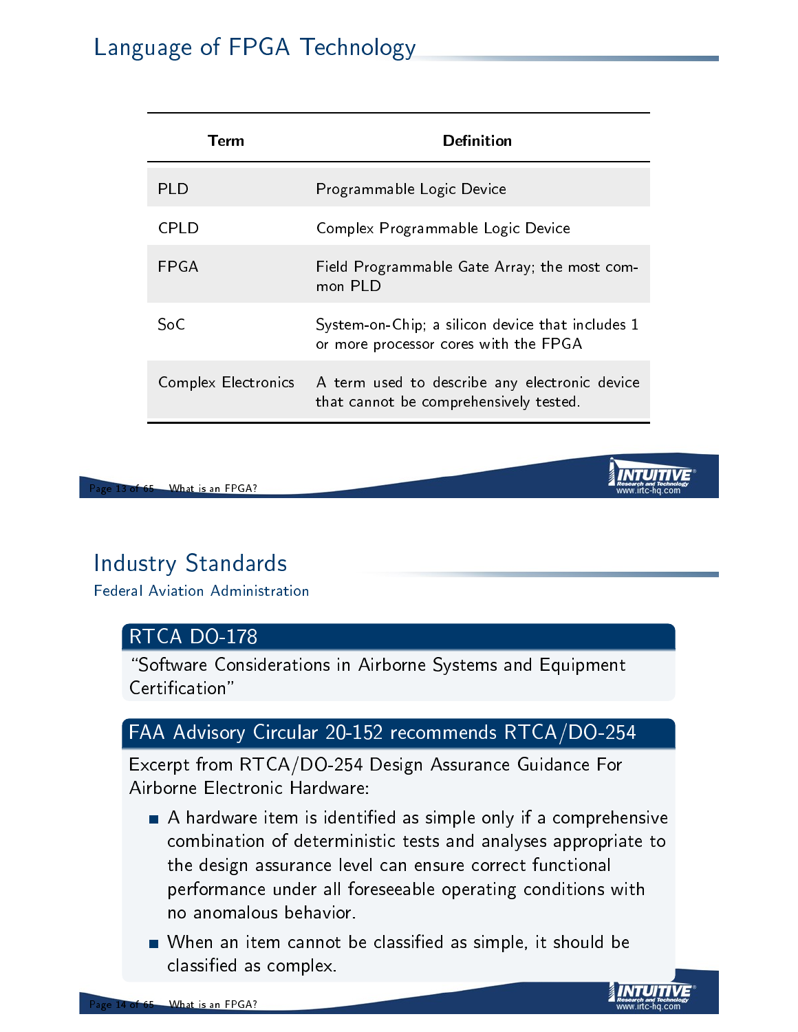## Language of FPGA Technology

| Term | Definition |
| --- | --- |
| PLD | Programmable Logic Device |
| CPLD | Complex Programmable Logic Device |
| FPGA | Field Programmable Gate Array; the most common PLD |
| SoC | System-on-Chip; a silicon device that includes 1 or more processor cores with the FPGA |
| Complex Electronics | A term used to describe any electronic device that cannot be comprehensively tested. |

## Industry Standards

### Federal Aviation Administration

**RTCA DO-178**

"Software Considerations in Airborne Systems and Equipment Certification"

**FAA Advisory Circular 20-152 recommends RTCA/DO-254**

Excerpt from RTCA/DO-254 Design Assurance Guidance For Airborne Electronic Hardware:

- A hardware item is identified as simple only if a comprehensive combination of deterministic tests and analyses appropriate to the design assurance level can ensure correct functional performance under all foreseeable operating conditions with no anomalous behavior.
- When an item cannot be classified as simple, it should be classified as complex.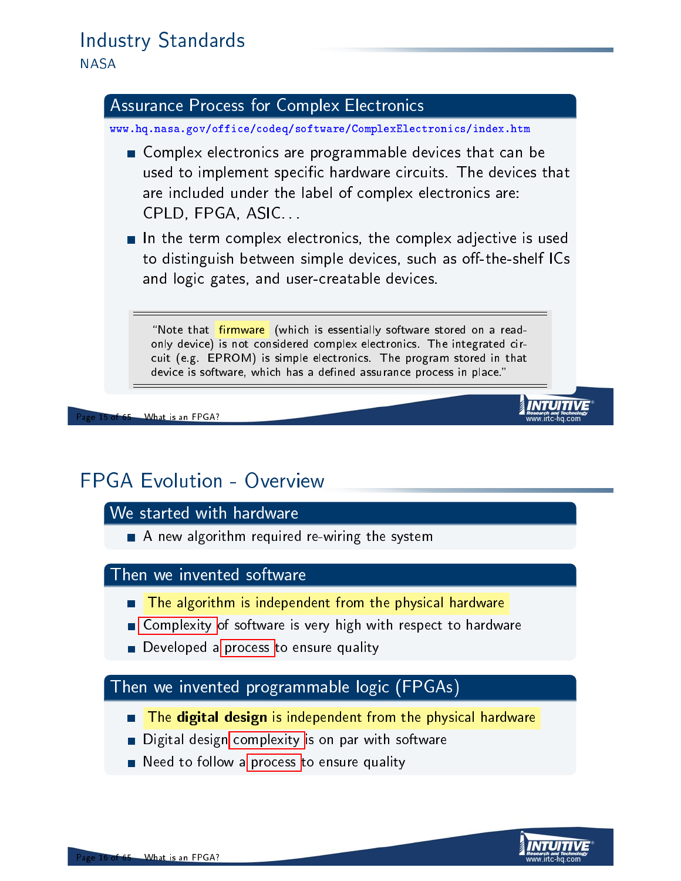# Industry Standards

## NASA

### Assurance Process for Complex Electronics

www.hq.nasa.gov/office/codeq/software/ComplexElectronics/index.htm

- Complex electronics are programmable devices that can be used to implement specific hardware circuits. The devices that are included under the label of complex electronics are: CPLD, FPGA, ASIC...
- In the term complex electronics, the complex adjective is used to distinguish between simple devices, such as off-the-shelf ICs and logic gates, and user-creatable devices.

> "Note that firmware (which is essentially software stored on a read-only device) is not considered complex electronics. The integrated circuit (e.g. EPROM) is simple electronics. The program stored in that device is software, which has a defined assurance process in place."

# FPGA Evolution - Overview

### We started with hardware

- A new algorithm required re-wiring the system

### Then we invented software

- The algorithm is independent from the physical hardware
- Complexity of software is very high with respect to hardware
- Developed a process to ensure quality

### Then we invented programmable logic (FPGAs)

- The **digital design** is independent from the physical hardware
- Digital design complexity is on par with software
- Need to follow a process to ensure quality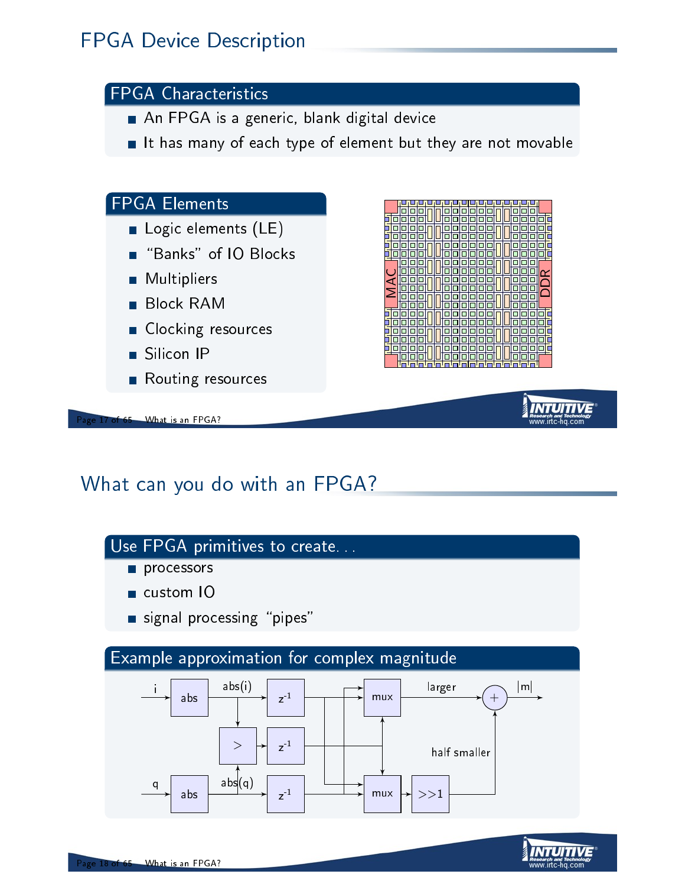# FPGA Device Description

## FPGA Characteristics

- An FPGA is a generic, blank digital device
- It has many of each type of element but they are not movable

## FPGA Elements

- Logic elements (LE)
- "Banks" of IO Blocks
- Multipliers
- Block RAM
- Clocking resources
- Silicon IP
- Routing resources

# What can you do with an FPGA?

## Use FPGA primitives to create...

- processors
- custom IO
- signal processing "pipes"

## Example approximation for complex magnitude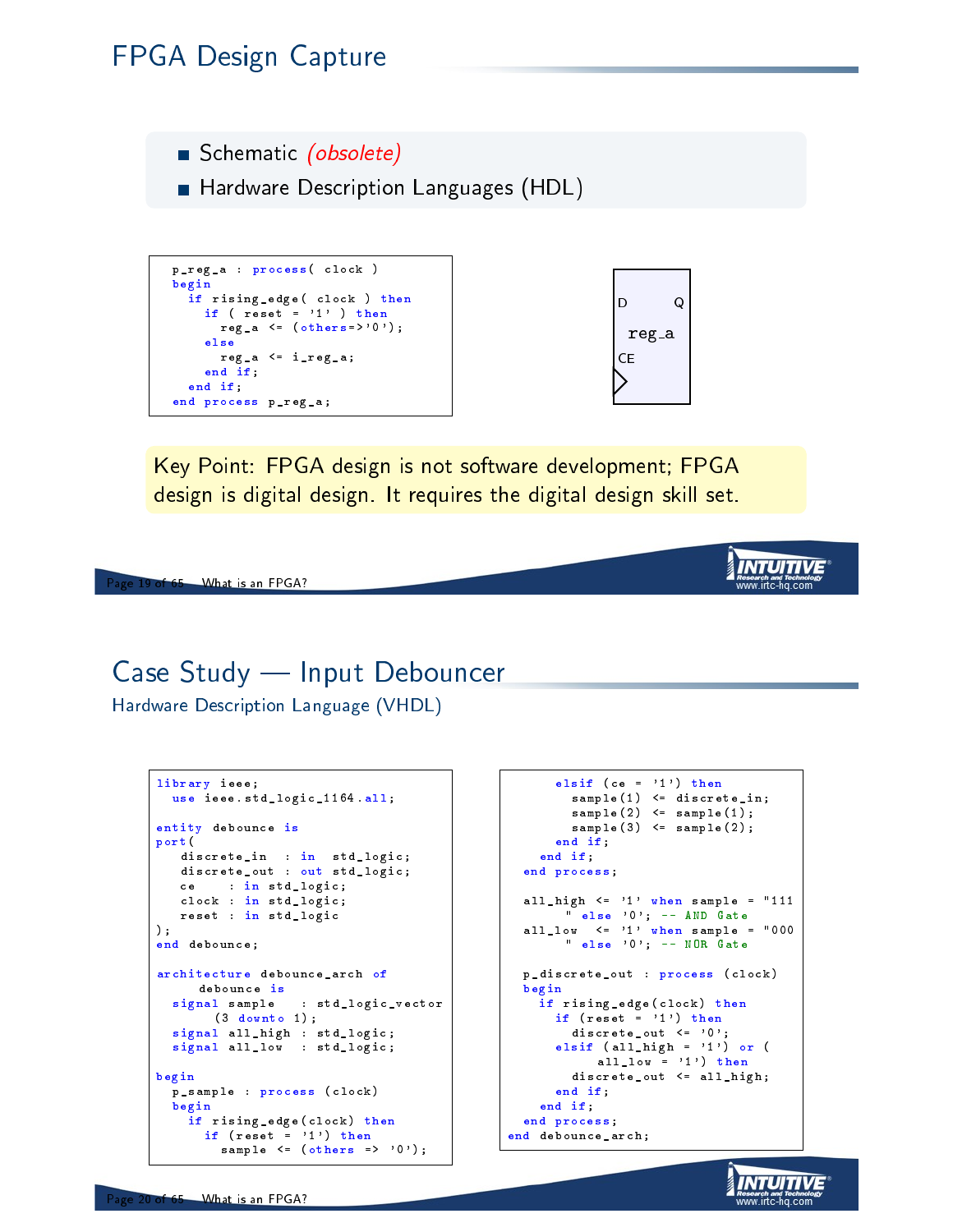# FPGA Design Capture

- Schematic *(obsolete)*
- Hardware Description Languages (HDL)

```vhdl
p_reg_a : process( clock )
begin
  if rising_edge( clock ) then
    if ( reset = '1' ) then
      reg_a <= (others=>'0');
    else
      reg_a <= i_reg_a;
    end if;
  end if;
end process p_reg_a;
```

D Q

reg_a

CE

Key Point: FPGA design is not software development; FPGA design is digital design. It requires the digital design skill set.

# Case Study — Input Debouncer

## Hardware Description Language (VHDL)

```vhdl
library ieee;
  use ieee.std_logic_1164.all;

entity debounce is
port(
    discrete_in  : in  std_logic;
    discrete_out : out std_logic;
    ce    : in std_logic;
    clock : in std_logic;
    reset : in std_logic
);
end debounce;

architecture debounce_arch of
      debounce is
  signal sample   : std_logic_vector
        (3 downto 1);
  signal all_high : std_logic;
  signal all_low  : std_logic;

begin
  p_sample : process (clock)
  begin
    if rising_edge(clock) then
      if (reset = '1') then
        sample <= (others => '0');
      elsif (ce = '1') then
        sample(1) <= discrete_in;
        sample(2) <= sample(1);
        sample(3) <= sample(2);
      end if;
    end if;
  end process;

  all_high <= '1' when sample = "111
       " else '0'; -- AND Gate
  all_low  <= '1' when sample = "000
       " else '0'; -- NOR Gate

  p_discrete_out : process (clock)
  begin
    if rising_edge(clock) then
      if (reset = '1') then
        discrete_out <= '0';
      elsif (all_high = '1') or (
          all_low = '1') then
        discrete_out <= all_high;
      end if;
    end if;
  end process;
end debounce_arch;
```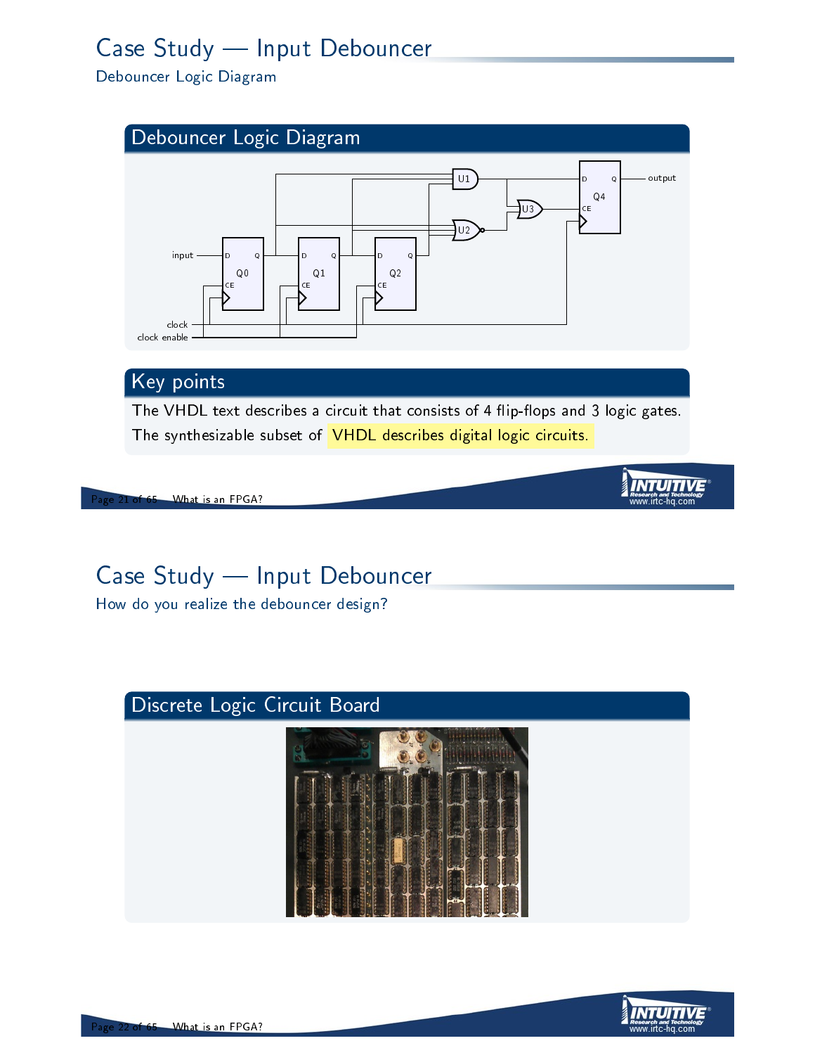# Case Study — Input Debouncer

## Debouncer Logic Diagram

### Debouncer Logic Diagram

### Key points

The VHDL text describes a circuit that consists of 4 flip-flops and 3 logic gates.

The synthesizable subset of VHDL describes digital logic circuits.

# Case Study — Input Debouncer

## How do you realize the debouncer design?

### Discrete Logic Circuit Board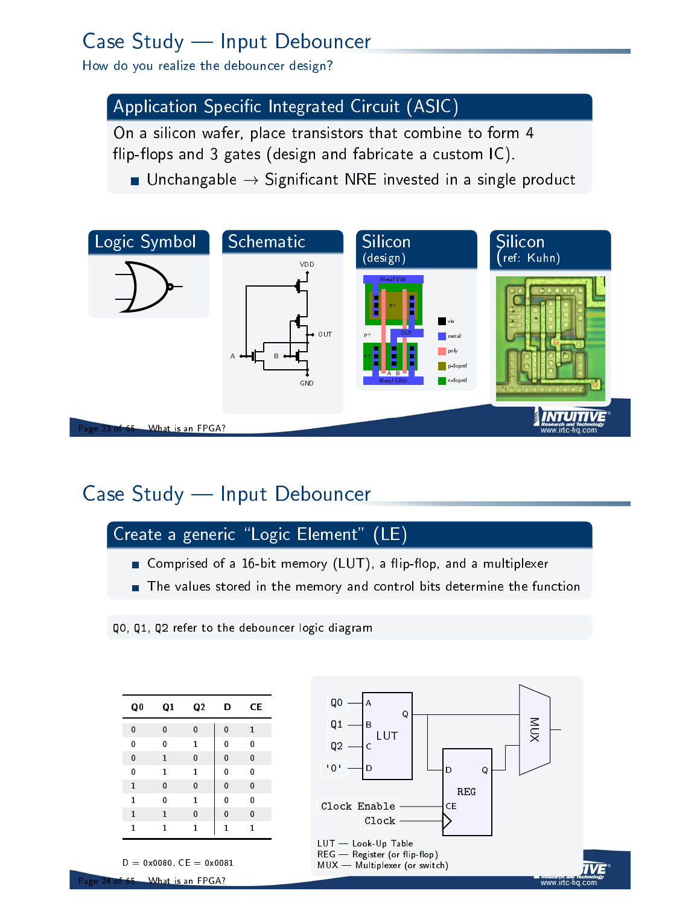# Case Study — Input Debouncer

How do you realize the debouncer design?

## Application Specific Integrated Circuit (ASIC)

On a silicon wafer, place transistors that combine to form 4 flip-flops and 3 gates (design and fabricate a custom IC).

- Unchangable → Significant NRE invested in a single product

### Logic Symbol

### Schematic

VDD

OUT

A

B

GND

### Silicon (design)

Metal Vdd

p+

OUT

n+

A B

Metal GND

via, metal, poly, p-doped, n-doped

### Silicon (ref: Kuhn)

# Case Study — Input Debouncer

## Create a generic "Logic Element" (LE)

- Comprised of a 16-bit memory (LUT), a flip-flop, and a multiplexer
- The values stored in the memory and control bits determine the function

Q0, Q1, Q2 refer to the debouncer logic diagram

| Q0 | Q1 | Q2 | D | CE |
|---|---|---|---|---|
| 0 | 0 | 0 | 0 | 1 |
| 0 | 0 | 1 | 0 | 0 |
| 0 | 1 | 0 | 0 | 0 |
| 0 | 1 | 1 | 0 | 0 |
| 1 | 0 | 0 | 0 | 0 |
| 1 | 0 | 1 | 0 | 0 |
| 1 | 1 | 0 | 0 | 0 |
| 1 | 1 | 1 | 1 | 1 |

D = 0x0080, CE = 0x0081

Q0, Q1, Q2, '0' → A, B, C, D of LUT; LUT Q → REG D and MUX; Clock Enable → CE; Clock → REG; REG Q → MUX

LUT — Look-Up Table
REG — Register (or flip-flop)
MUX — Multiplexer (or switch)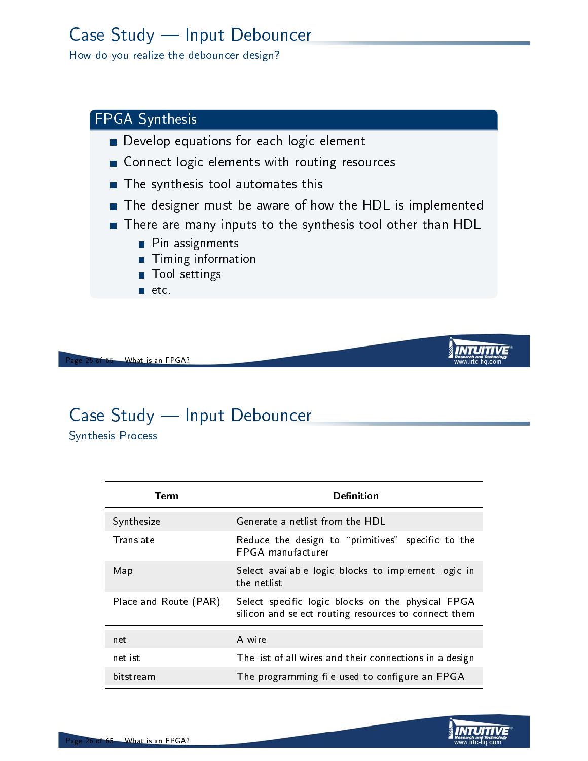# Case Study — Input Debouncer

## How do you realize the debouncer design?

### FPGA Synthesis

- Develop equations for each logic element
- Connect logic elements with routing resources
- The synthesis tool automates this
- The designer must be aware of how the HDL is implemented
- There are many inputs to the synthesis tool other than HDL
  - Pin assignments
  - Timing information
  - Tool settings
  - etc.

# Case Study — Input Debouncer

## Synthesis Process

| Term | Definition |
|---|---|
| Synthesize | Generate a netlist from the HDL |
| Translate | Reduce the design to "primitives" specific to the FPGA manufacturer |
| Map | Select available logic blocks to implement logic in the netlist |
| Place and Route (PAR) | Select specific logic blocks on the physical FPGA silicon and select routing resources to connect them |
| net | A wire |
| netlist | The list of all wires and their connections in a design |
| bitstream | The programming file used to configure an FPGA |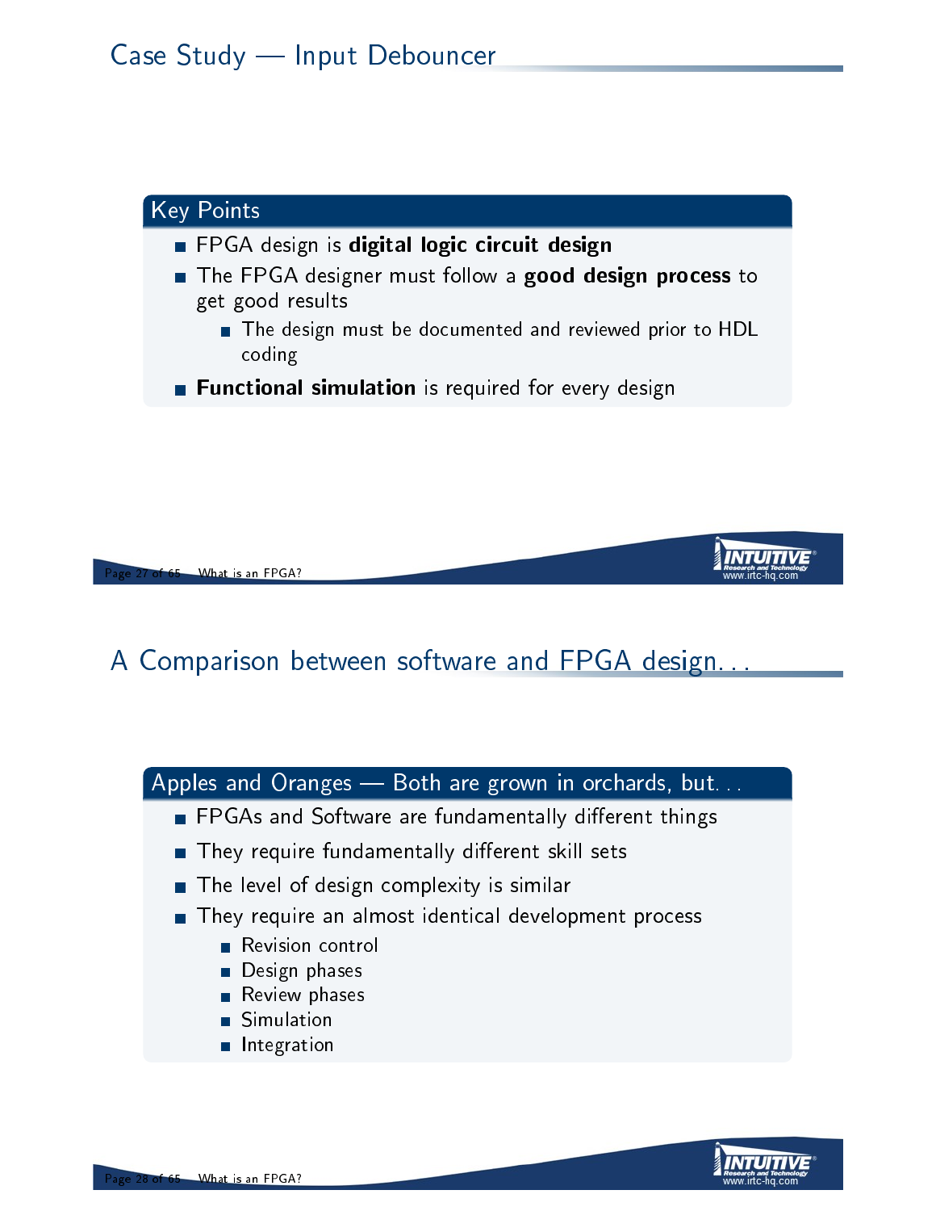## Case Study — Input Debouncer

### Key Points

- FPGA design is **digital logic circuit design**
- The FPGA designer must follow a **good design process** to get good results
  - The design must be documented and reviewed prior to HDL coding
- **Functional simulation** is required for every design

## A Comparison between software and FPGA design...

### Apples and Oranges — Both are grown in orchards, but...

- FPGAs and Software are fundamentally different things
- They require fundamentally different skill sets
- The level of design complexity is similar
- They require an almost identical development process
  - Revision control
  - Design phases
  - Review phases
  - Simulation
  - Integration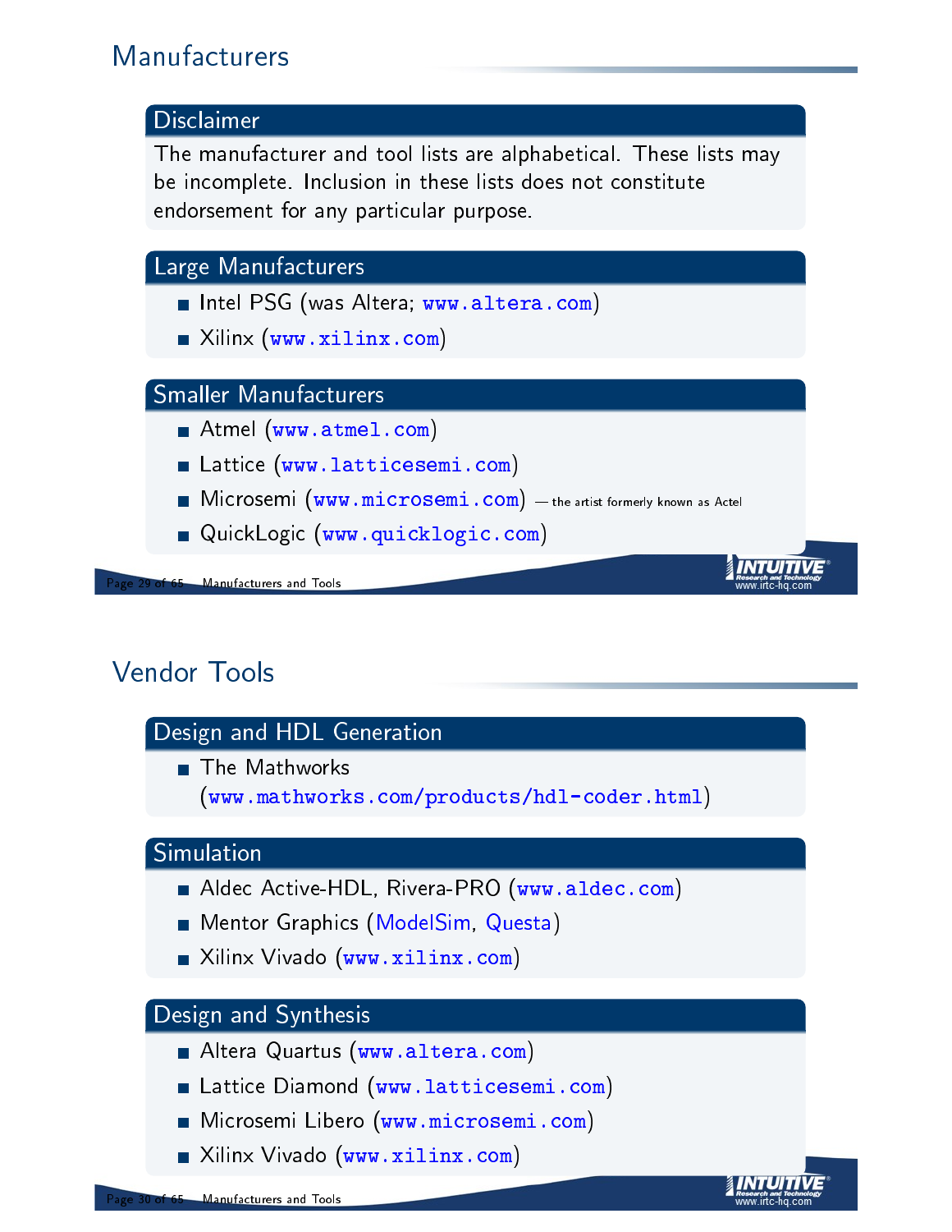# Manufacturers

### Disclaimer

The manufacturer and tool lists are alphabetical. These lists may be incomplete. Inclusion in these lists does not constitute endorsement for any particular purpose.

### Large Manufacturers

- Intel PSG (was Altera; www.altera.com)
- Xilinx (www.xilinx.com)

### Smaller Manufacturers

- Atmel (www.atmel.com)
- Lattice (www.latticesemi.com)
- Microsemi (www.microsemi.com) — the artist formerly known as Actel
- QuickLogic (www.quicklogic.com)

# Vendor Tools

### Design and HDL Generation

- The Mathworks (www.mathworks.com/products/hdl-coder.html)

### Simulation

- Aldec Active-HDL, Rivera-PRO (www.aldec.com)
- Mentor Graphics (ModelSim, Questa)
- Xilinx Vivado (www.xilinx.com)

### Design and Synthesis

- Altera Quartus (www.altera.com)
- Lattice Diamond (www.latticesemi.com)
- Microsemi Libero (www.microsemi.com)
- Xilinx Vivado (www.xilinx.com)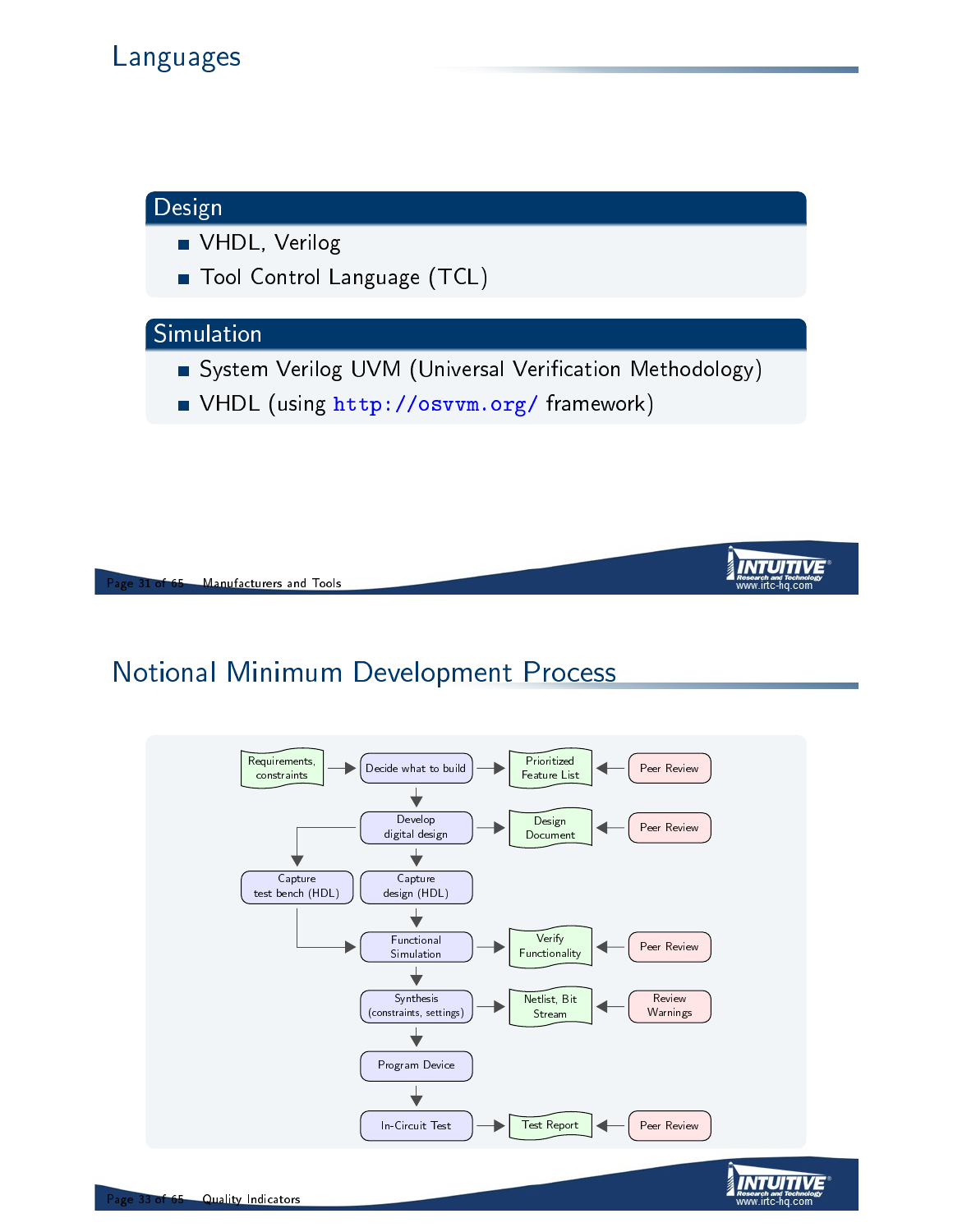# Languages

## Design

- VHDL, Verilog
- Tool Control Language (TCL)

## Simulation

- System Verilog UVM (Universal Verification Methodology)
- VHDL (using http://osvvm.org/ framework)

# Notional Minimum Development Process

- Requirements, constraints → Decide what to build → Prioritized Feature List ← Peer Review
- Decide what to build → Develop digital design → Design Document ← Peer Review
- Develop digital design → Capture test bench (HDL)
- Develop digital design → Capture design (HDL)
- Capture design (HDL) → Functional Simulation
- Capture test bench (HDL) → Functional Simulation
- Functional Simulation → Verify Functionality ← Peer Review
- Functional Simulation → Synthesis (constraints, settings) → Netlist, Bit Stream ← Review Warnings
- Synthesis (constraints, settings) → Program Device
- Program Device → In-Circuit Test → Test Report ← Peer Review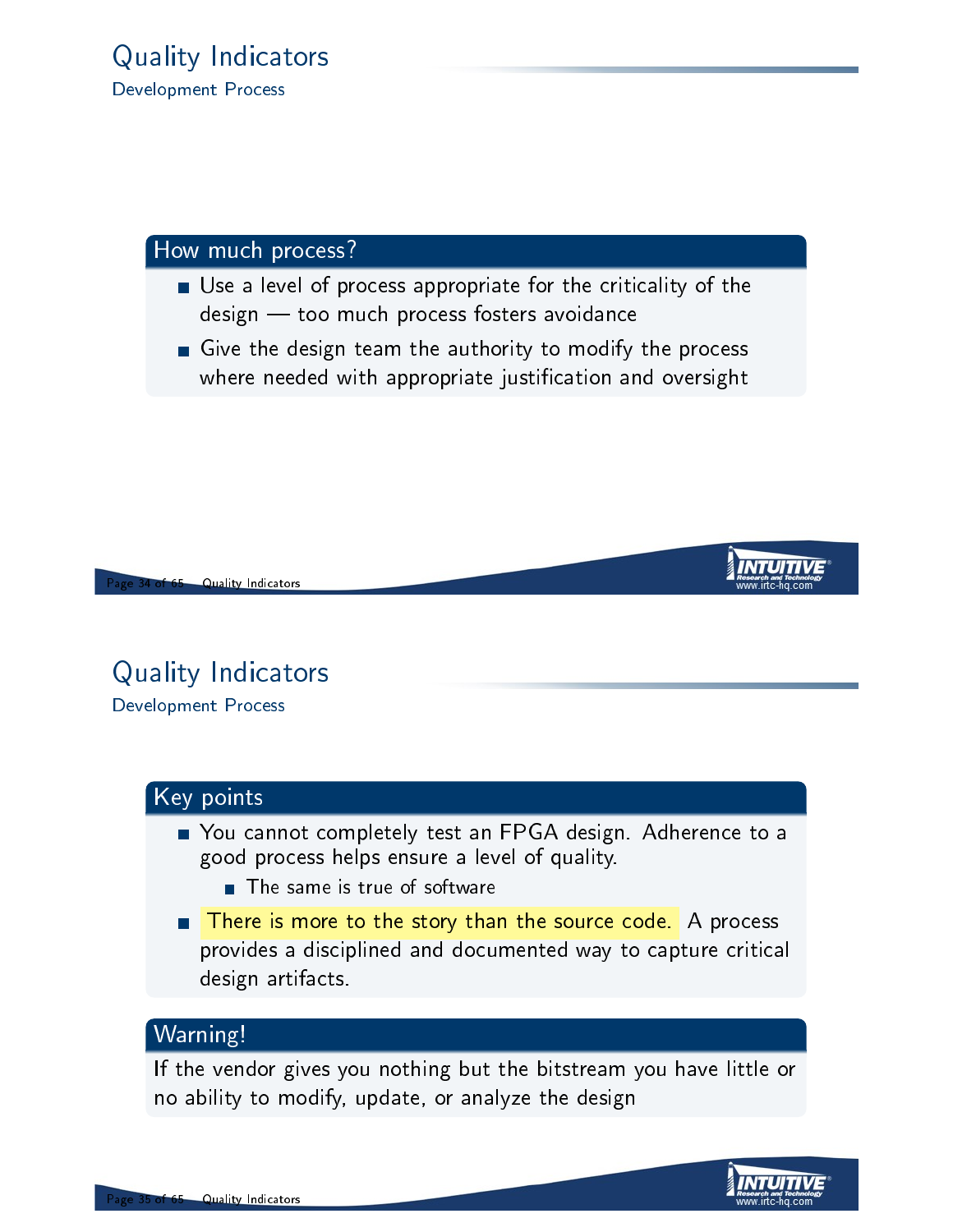# Quality Indicators

## Development Process

### How much process?

- Use a level of process appropriate for the criticality of the design — too much process fosters avoidance
- Give the design team the authority to modify the process where needed with appropriate justification and oversight

# Quality Indicators

## Development Process

### Key points

- You cannot completely test an FPGA design. Adherence to a good process helps ensure a level of quality.
  - The same is true of software
- There is more to the story than the source code. A process provides a disciplined and documented way to capture critical design artifacts.

### Warning!

If the vendor gives you nothing but the bitstream you have little or no ability to modify, update, or analyze the design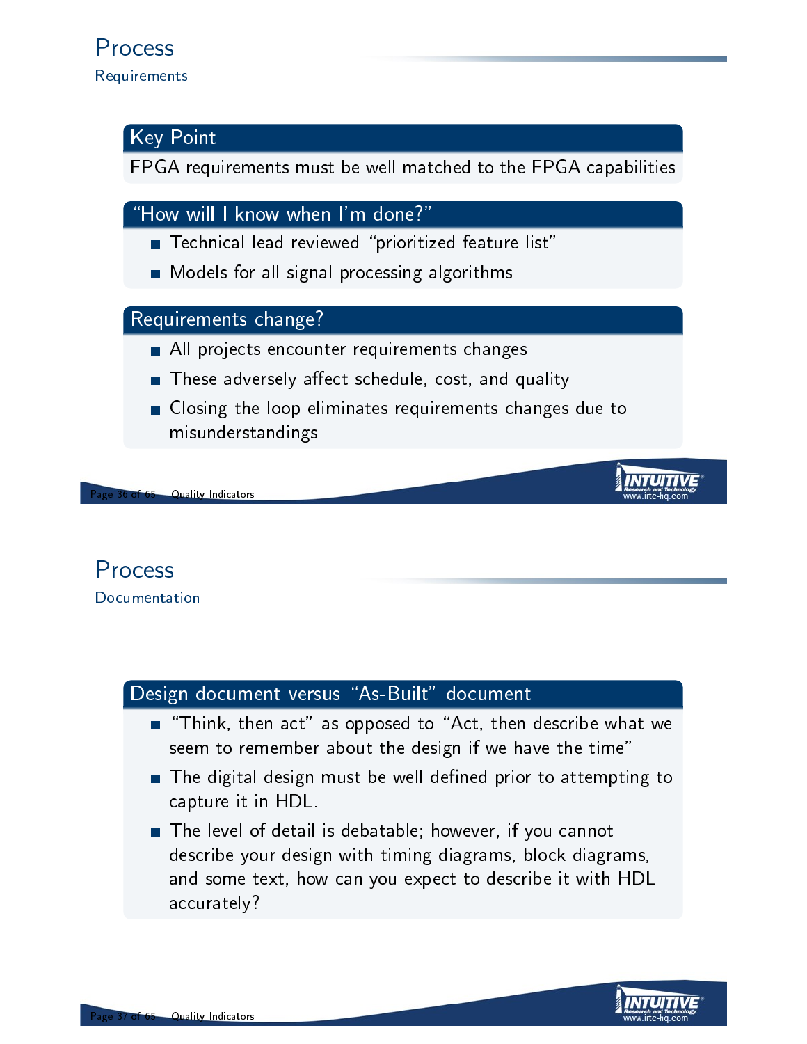# Process

## Requirements

### Key Point

FPGA requirements must be well matched to the FPGA capabilities

### "How will I know when I'm done?"

- Technical lead reviewed "prioritized feature list"
- Models for all signal processing algorithms

### Requirements change?

- All projects encounter requirements changes
- These adversely affect schedule, cost, and quality
- Closing the loop eliminates requirements changes due to misunderstandings

# Process

## Documentation

### Design document versus "As-Built" document

- "Think, then act" as opposed to "Act, then describe what we seem to remember about the design if we have the time"
- The digital design must be well defined prior to attempting to capture it in HDL.
- The level of detail is debatable; however, if you cannot describe your design with timing diagrams, block diagrams, and some text, how can you expect to describe it with HDL accurately?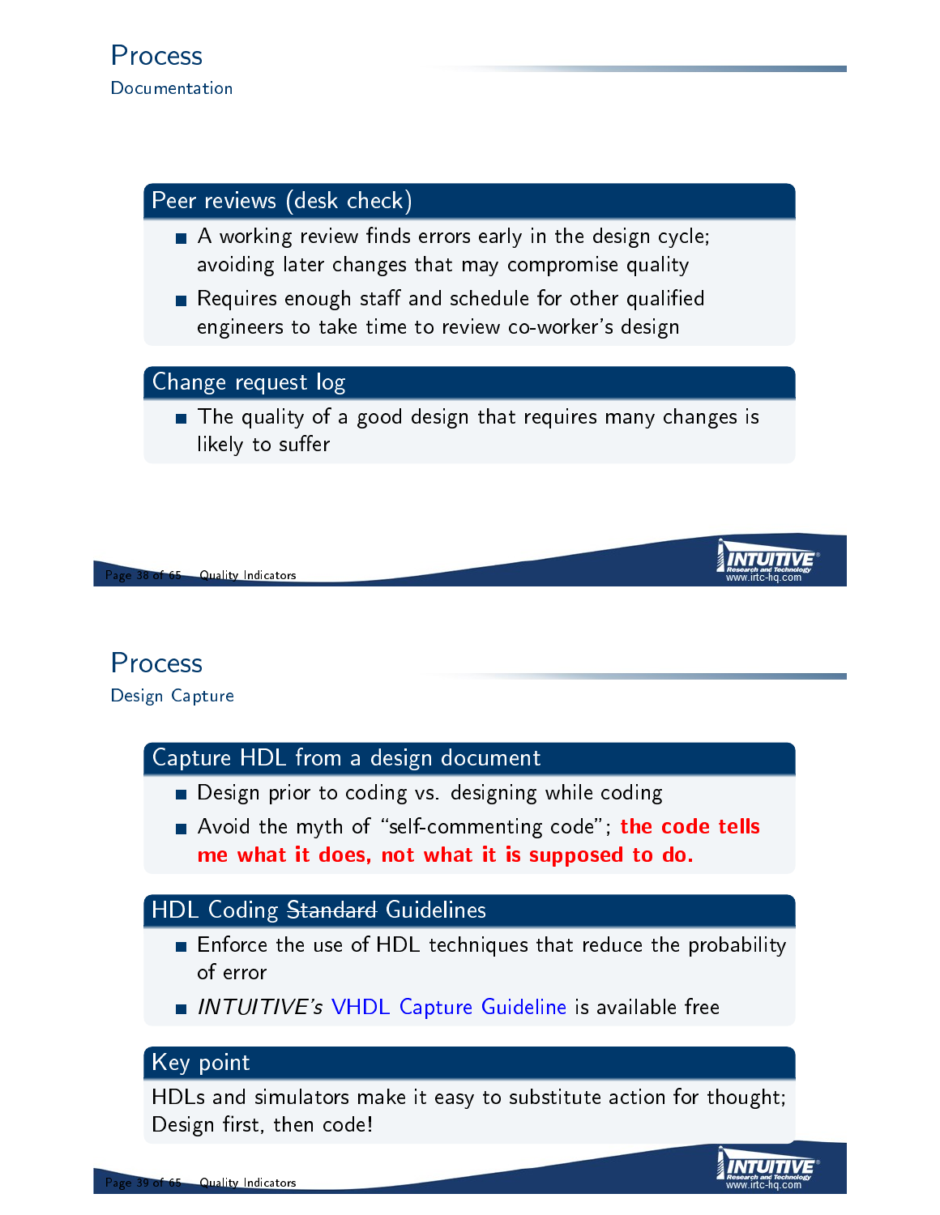# Process

## Documentation

### Peer reviews (desk check)

- A working review finds errors early in the design cycle; avoiding later changes that may compromise quality
- Requires enough staff and schedule for other qualified engineers to take time to review co-worker's design

### Change request log

- The quality of a good design that requires many changes is likely to suffer

# Process

## Design Capture

### Capture HDL from a design document

- Design prior to coding vs. designing while coding
- Avoid the myth of "self-commenting code"; **the code tells me what it does, not what it is supposed to do.**

### HDL Coding ~~Standard~~ Guidelines

- Enforce the use of HDL techniques that reduce the probability of error
- *INTUITIVE's* VHDL Capture Guideline is available free

### Key point

HDLs and simulators make it easy to substitute action for thought; Design first, then code!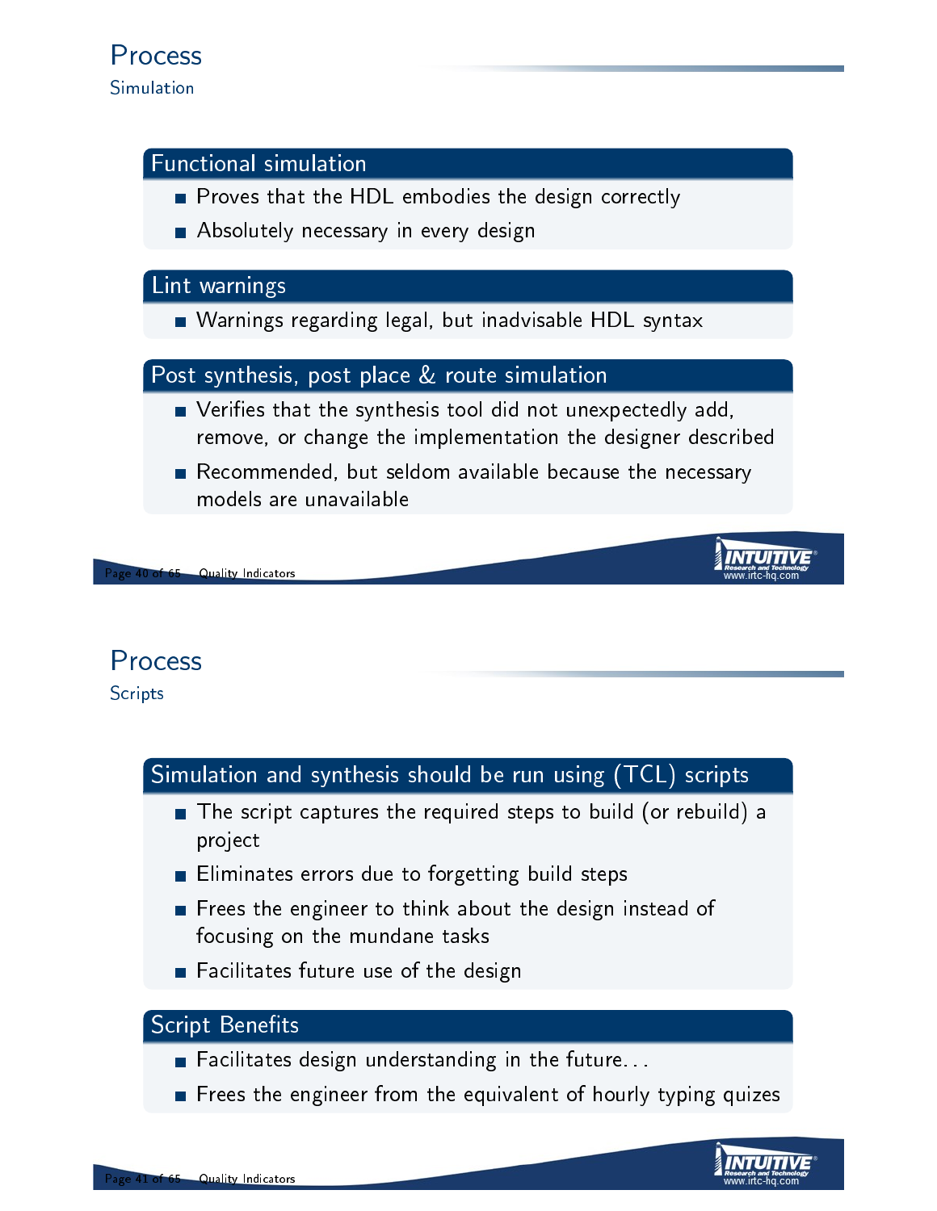# Process

## Simulation

### Functional simulation

- Proves that the HDL embodies the design correctly
- Absolutely necessary in every design

### Lint warnings

- Warnings regarding legal, but inadvisable HDL syntax

### Post synthesis, post place & route simulation

- Verifies that the synthesis tool did not unexpectedly add, remove, or change the implementation the designer described
- Recommended, but seldom available because the necessary models are unavailable

# Process

## Scripts

### Simulation and synthesis should be run using (TCL) scripts

- The script captures the required steps to build (or rebuild) a project
- Eliminates errors due to forgetting build steps
- Frees the engineer to think about the design instead of focusing on the mundane tasks
- Facilitates future use of the design

### Script Benefits

- Facilitates design understanding in the future. . .
- Frees the engineer from the equivalent of hourly typing quizes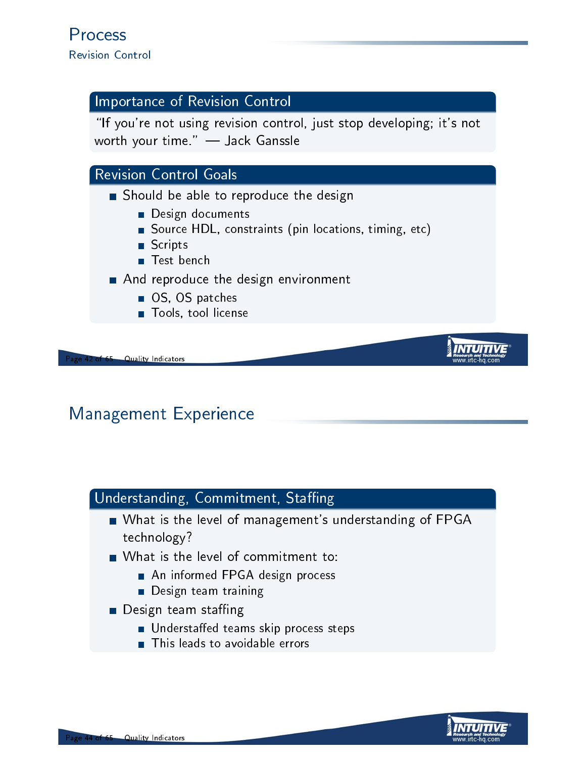# Process

## Revision Control

### Importance of Revision Control

"If you're not using revision control, just stop developing; it's not worth your time." — Jack Ganssle

### Revision Control Goals

- Should be able to reproduce the design
  - Design documents
  - Source HDL, constraints (pin locations, timing, etc)
  - Scripts
  - Test bench
- And reproduce the design environment
  - OS, OS patches
  - Tools, tool license

# Management Experience

### Understanding, Commitment, Staffing

- What is the level of management's understanding of FPGA technology?
- What is the level of commitment to:
  - An informed FPGA design process
  - Design team training
- Design team staffing
  - Understaffed teams skip process steps
  - This leads to avoidable errors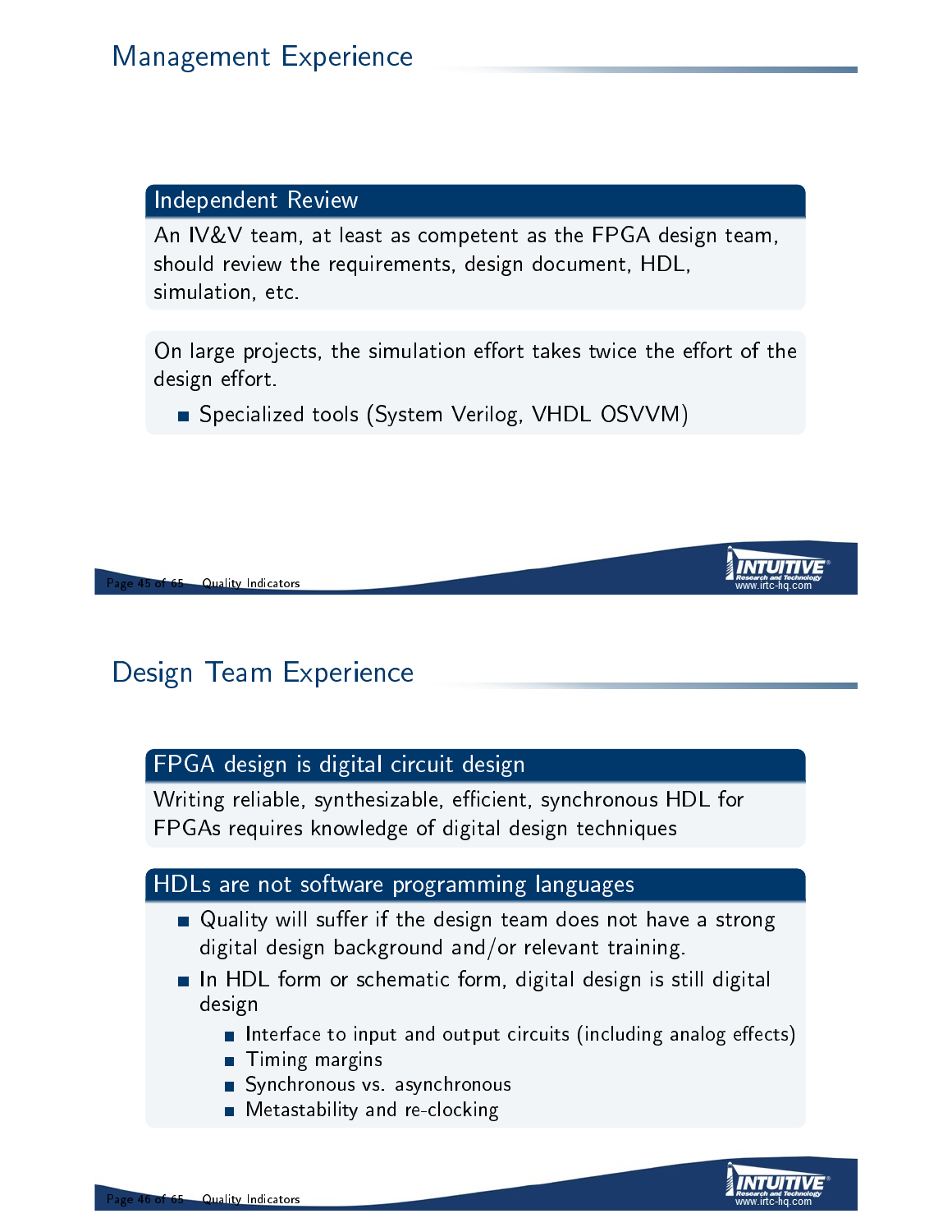## Management Experience

### Independent Review

An IV&V team, at least as competent as the FPGA design team, should review the requirements, design document, HDL, simulation, etc.

On large projects, the simulation effort takes twice the effort of the design effort.

- Specialized tools (System Verilog, VHDL OSVVM)

## Design Team Experience

### FPGA design is digital circuit design

Writing reliable, synthesizable, efficient, synchronous HDL for FPGAs requires knowledge of digital design techniques

### HDLs are not software programming languages

- Quality will suffer if the design team does not have a strong digital design background and/or relevant training.
- In HDL form or schematic form, digital design is still digital design
  - Interface to input and output circuits (including analog effects)
  - Timing margins
  - Synchronous vs. asynchronous
  - Metastability and re-clocking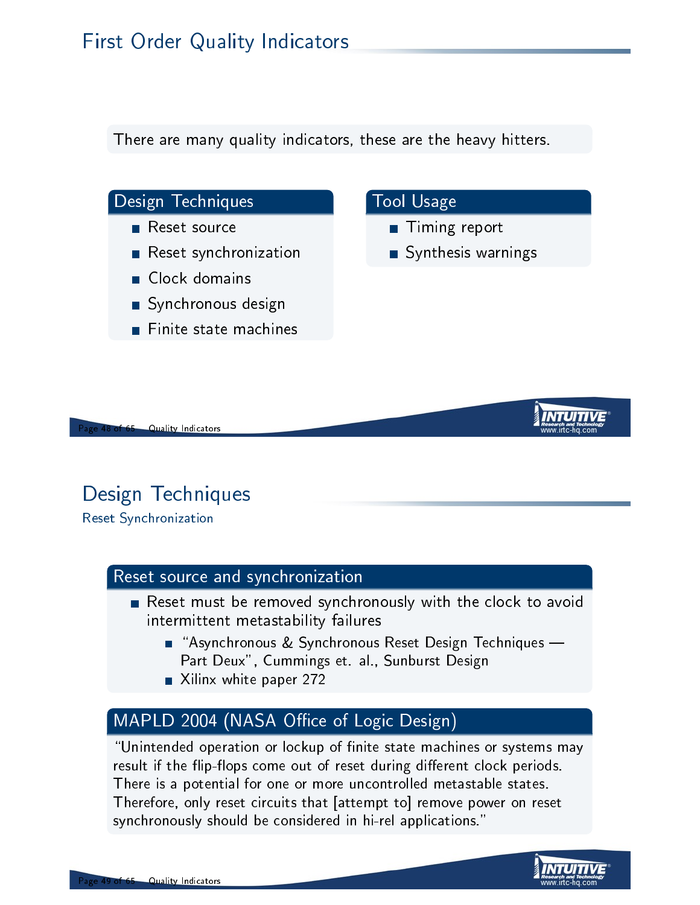# First Order Quality Indicators

There are many quality indicators, these are the heavy hitters.

### Design Techniques

- Reset source
- Reset synchronization
- Clock domains
- Synchronous design
- Finite state machines

### Tool Usage

- Timing report
- Synthesis warnings

# Design Techniques

## Reset Synchronization

### Reset source and synchronization

- Reset must be removed synchronously with the clock to avoid intermittent metastability failures
  - “Asynchronous & Synchronous Reset Design Techniques — Part Deux”, Cummings et. al., Sunburst Design
  - Xilinx white paper 272

### MAPLD 2004 (NASA Office of Logic Design)

“Unintended operation or lockup of finite state machines or systems may result if the flip-flops come out of reset during different clock periods. There is a potential for one or more uncontrolled metastable states. Therefore, only reset circuits that [attempt to] remove power on reset synchronously should be considered in hi-rel applications.”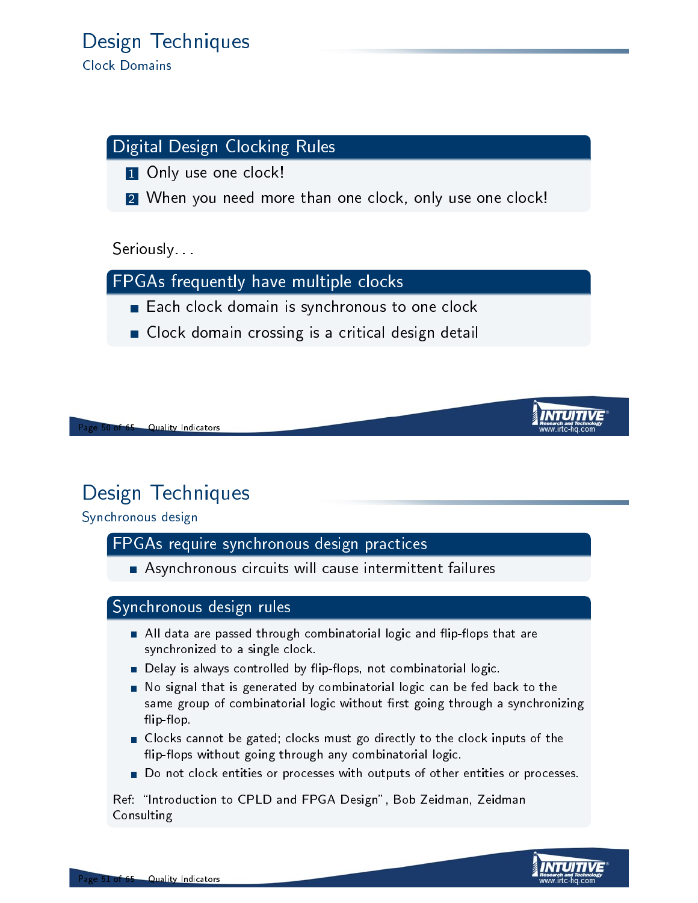# Design Techniques

## Clock Domains

### Digital Design Clocking Rules

1. Only use one clock!
2. When you need more than one clock, only use one clock!

Seriously. . .

### FPGAs frequently have multiple clocks

- Each clock domain is synchronous to one clock
- Clock domain crossing is a critical design detail

# Design Techniques

## Synchronous design

### FPGAs require synchronous design practices

- Asynchronous circuits will cause intermittent failures

### Synchronous design rules

- All data are passed through combinatorial logic and flip-flops that are synchronized to a single clock.
- Delay is always controlled by flip-flops, not combinatorial logic.
- No signal that is generated by combinatorial logic can be fed back to the same group of combinatorial logic without first going through a synchronizing flip-flop.
- Clocks cannot be gated; clocks must go directly to the clock inputs of the flip-flops without going through any combinatorial logic.
- Do not clock entities or processes with outputs of other entities or processes.

Ref: “Introduction to CPLD and FPGA Design”, Bob Zeidman, Zeidman Consulting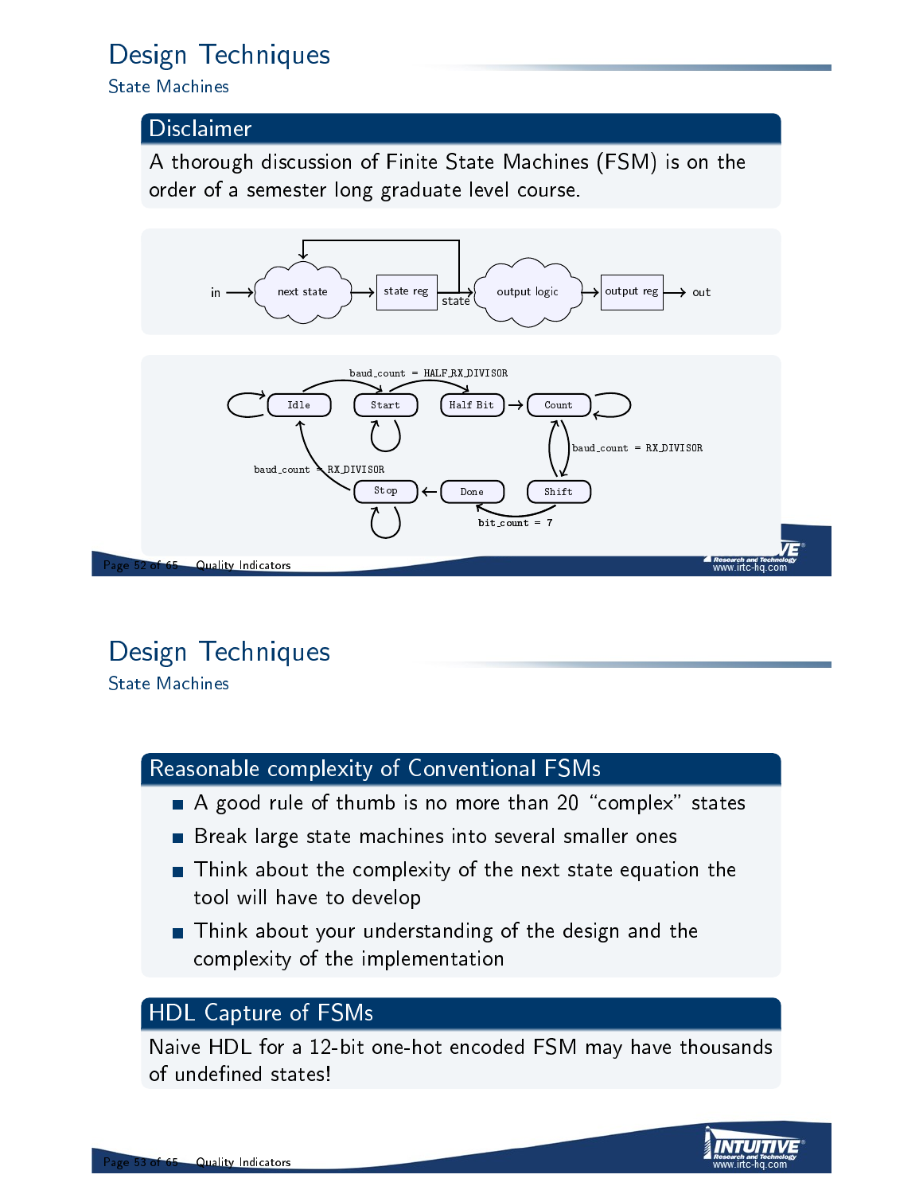# Design Techniques

## State Machines

### Disclaimer

A thorough discussion of Finite State Machines (FSM) is on the order of a semester long graduate level course.

in → next state → state reg → state → output logic → output reg → out

Idle, Start, Half Bit, Count, Shift, Done, Stop

baud_count = HALF_RX_DIVISOR

baud_count = RX_DIVISOR

baud_count = RX_DIVISOR

bit_count = 7

# Design Techniques

## State Machines

### Reasonable complexity of Conventional FSMs

- A good rule of thumb is no more than 20 “complex” states
- Break large state machines into several smaller ones
- Think about the complexity of the next state equation the tool will have to develop
- Think about your understanding of the design and the complexity of the implementation

### HDL Capture of FSMs

Naive HDL for a 12-bit one-hot encoded FSM may have thousands of undefined states!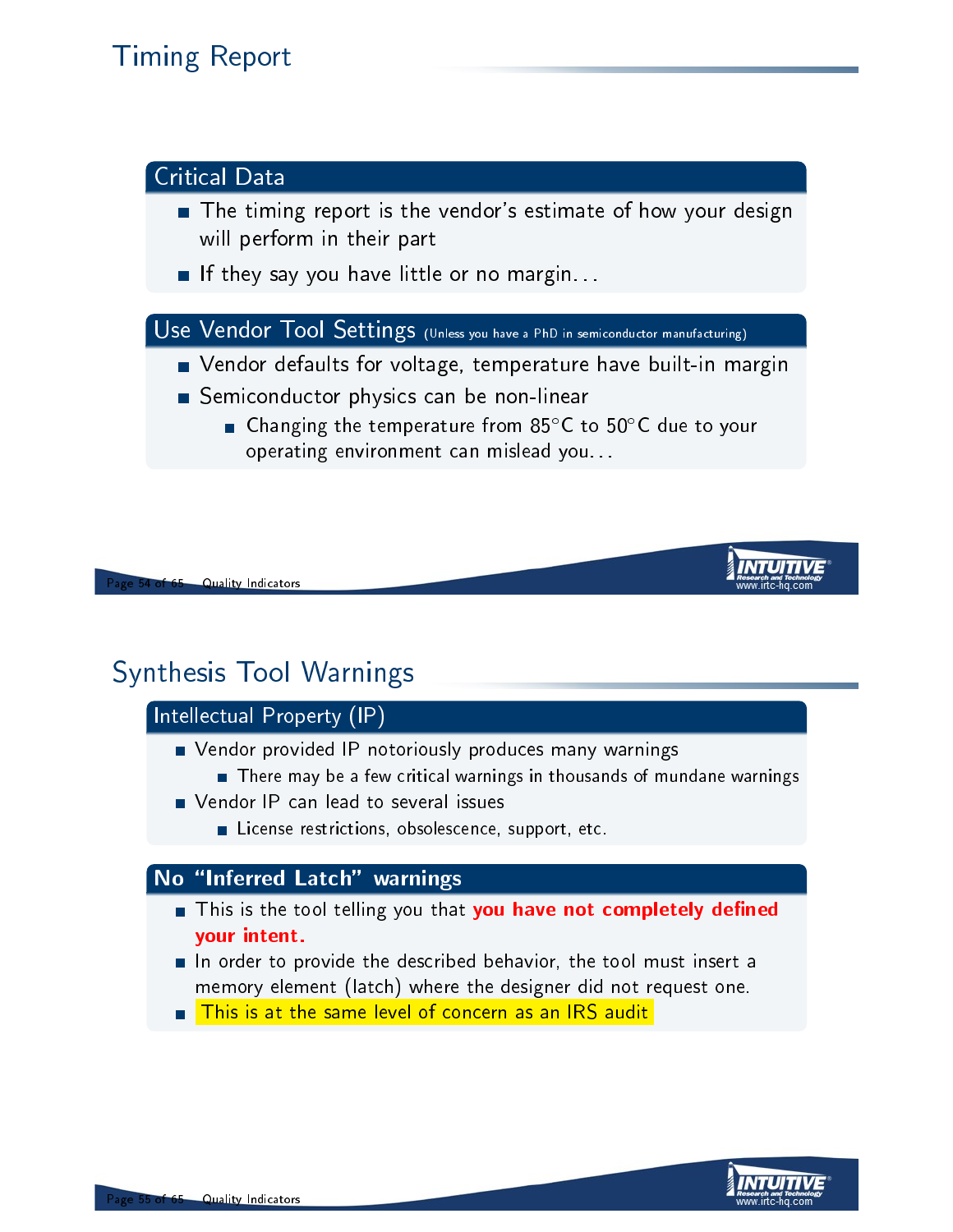# Timing Report

## Critical Data

- The timing report is the vendor's estimate of how your design will perform in their part
- If they say you have little or no margin...

## Use Vendor Tool Settings (Unless you have a PhD in semiconductor manufacturing)

- Vendor defaults for voltage, temperature have built-in margin
- Semiconductor physics can be non-linear
  - Changing the temperature from 85°C to 50°C due to your operating environment can mislead you...

# Synthesis Tool Warnings

## Intellectual Property (IP)

- Vendor provided IP notoriously produces many warnings
  - There may be a few critical warnings in thousands of mundane warnings
- Vendor IP can lead to several issues
  - License restrictions, obsolescence, support, etc.

## No "Inferred Latch" warnings

- This is the tool telling you that **you have not completely defined your intent.**
- In order to provide the described behavior, the tool must insert a memory element (latch) where the designer did not request one.
- This is at the same level of concern as an IRS audit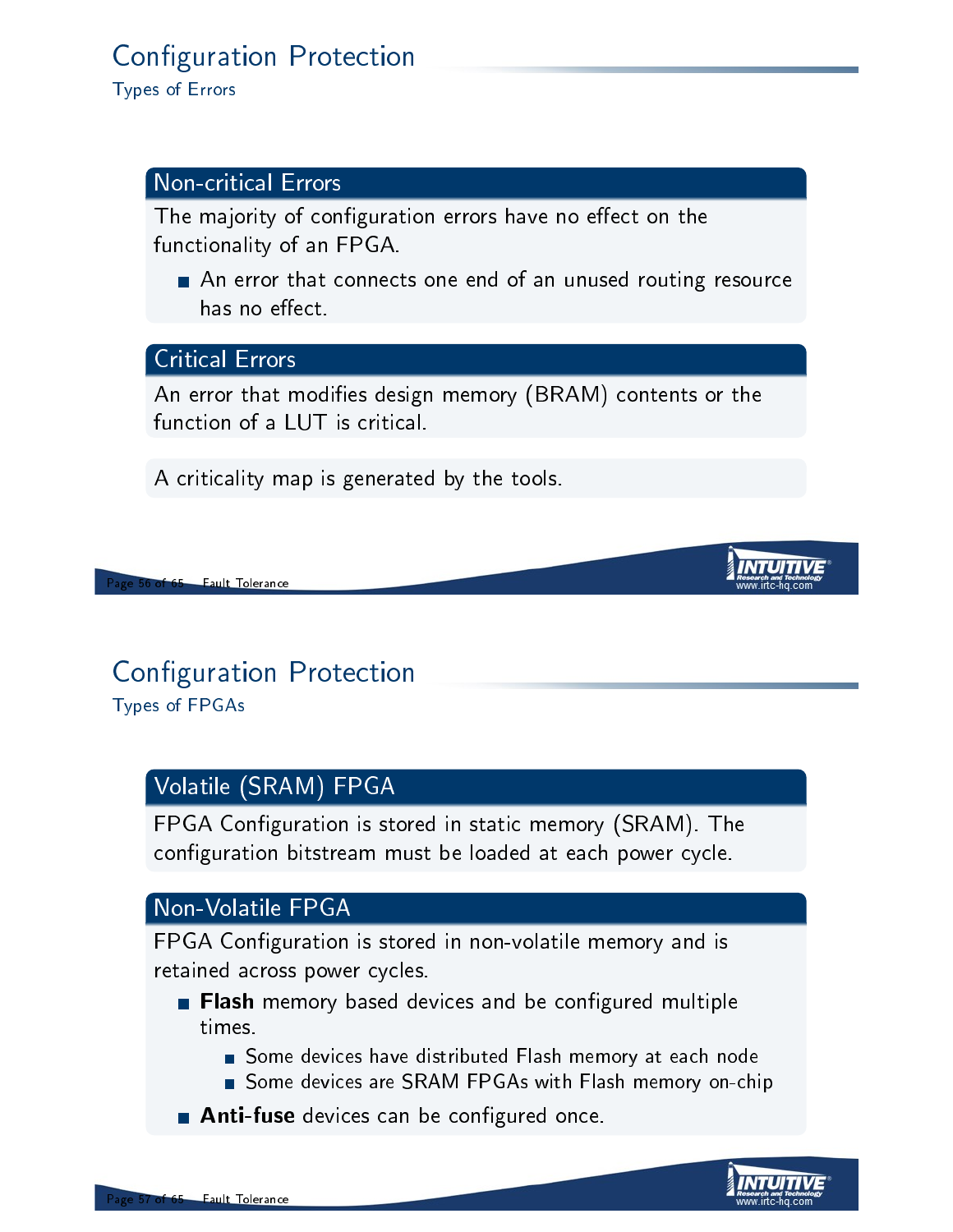# Configuration Protection

## Types of Errors

### Non-critical Errors

The majority of configuration errors have no effect on the functionality of an FPGA.

- An error that connects one end of an unused routing resource has no effect.

### Critical Errors

An error that modifies design memory (BRAM) contents or the function of a LUT is critical.

A criticality map is generated by the tools.

# Configuration Protection

## Types of FPGAs

### Volatile (SRAM) FPGA

FPGA Configuration is stored in static memory (SRAM). The configuration bitstream must be loaded at each power cycle.

### Non-Volatile FPGA

FPGA Configuration is stored in non-volatile memory and is retained across power cycles.

- **Flash** memory based devices and be configured multiple times.
  - Some devices have distributed Flash memory at each node
  - Some devices are SRAM FPGAs with Flash memory on-chip
- **Anti-fuse** devices can be configured once.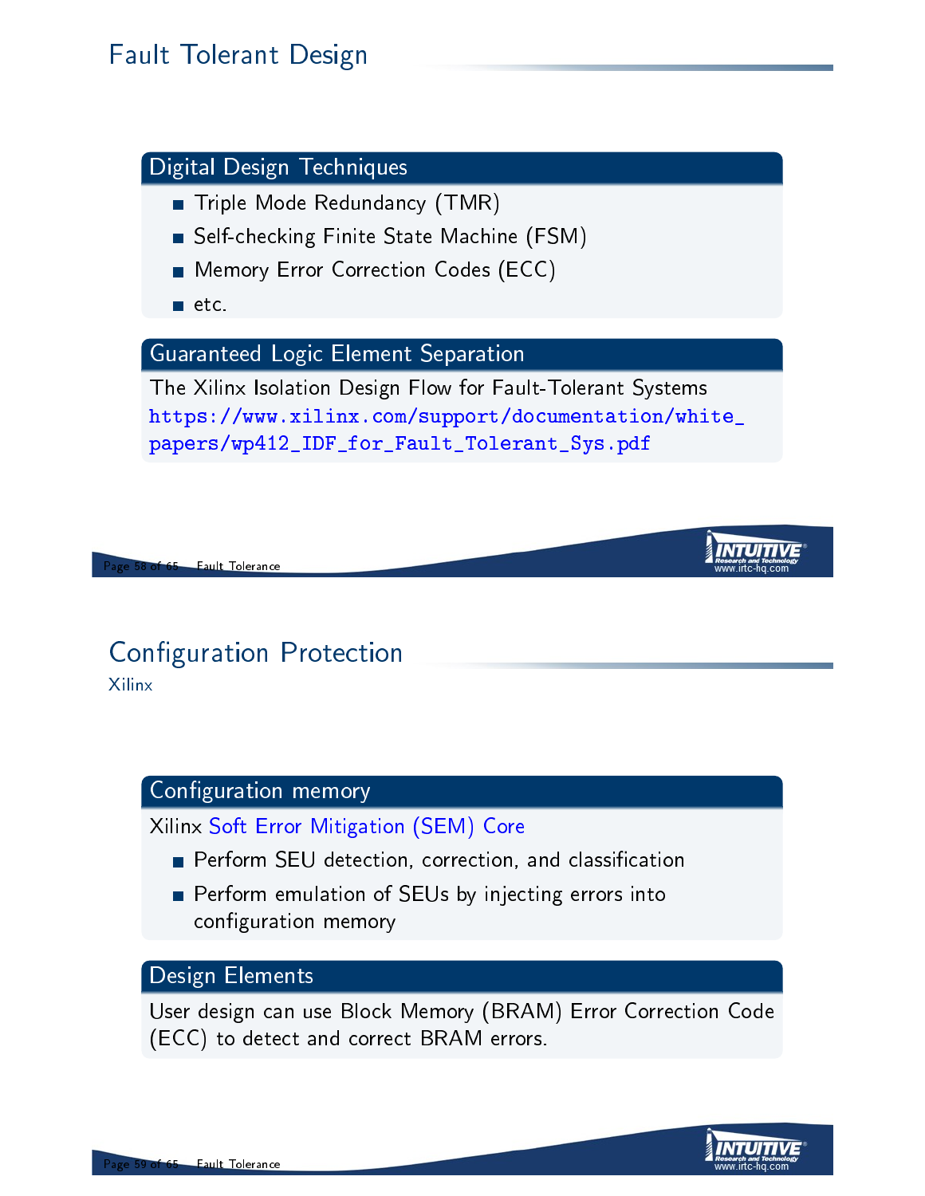# Fault Tolerant Design

### Digital Design Techniques

- Triple Mode Redundancy (TMR)
- Self-checking Finite State Machine (FSM)
- Memory Error Correction Codes (ECC)
- etc.

### Guaranteed Logic Element Separation

The Xilinx Isolation Design Flow for Fault-Tolerant Systems
https://www.xilinx.com/support/documentation/white_papers/wp412_IDF_for_Fault_Tolerant_Sys.pdf

# Configuration Protection

Xilinx

### Configuration memory

Xilinx Soft Error Mitigation (SEM) Core

- Perform SEU detection, correction, and classification
- Perform emulation of SEUs by injecting errors into configuration memory

### Design Elements

User design can use Block Memory (BRAM) Error Correction Code (ECC) to detect and correct BRAM errors.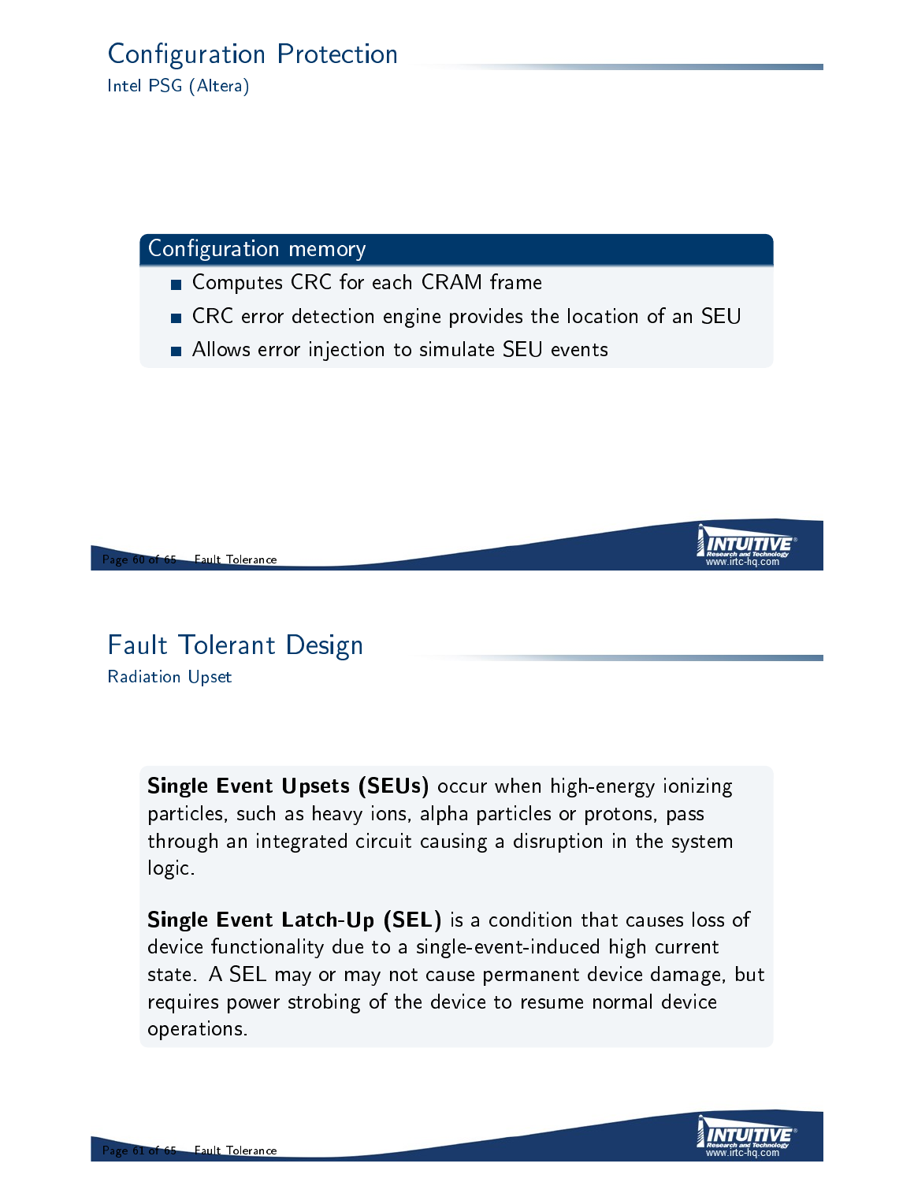# Configuration Protection

## Intel PSG (Altera)

### Configuration memory

- Computes CRC for each CRAM frame
- CRC error detection engine provides the location of an SEU
- Allows error injection to simulate SEU events

# Fault Tolerant Design

## Radiation Upset

**Single Event Upsets (SEUs)** occur when high-energy ionizing particles, such as heavy ions, alpha particles or protons, pass through an integrated circuit causing a disruption in the system logic.

**Single Event Latch-Up (SEL)** is a condition that causes loss of device functionality due to a single-event-induced high current state. A SEL may or may not cause permanent device damage, but requires power strobing of the device to resume normal device operations.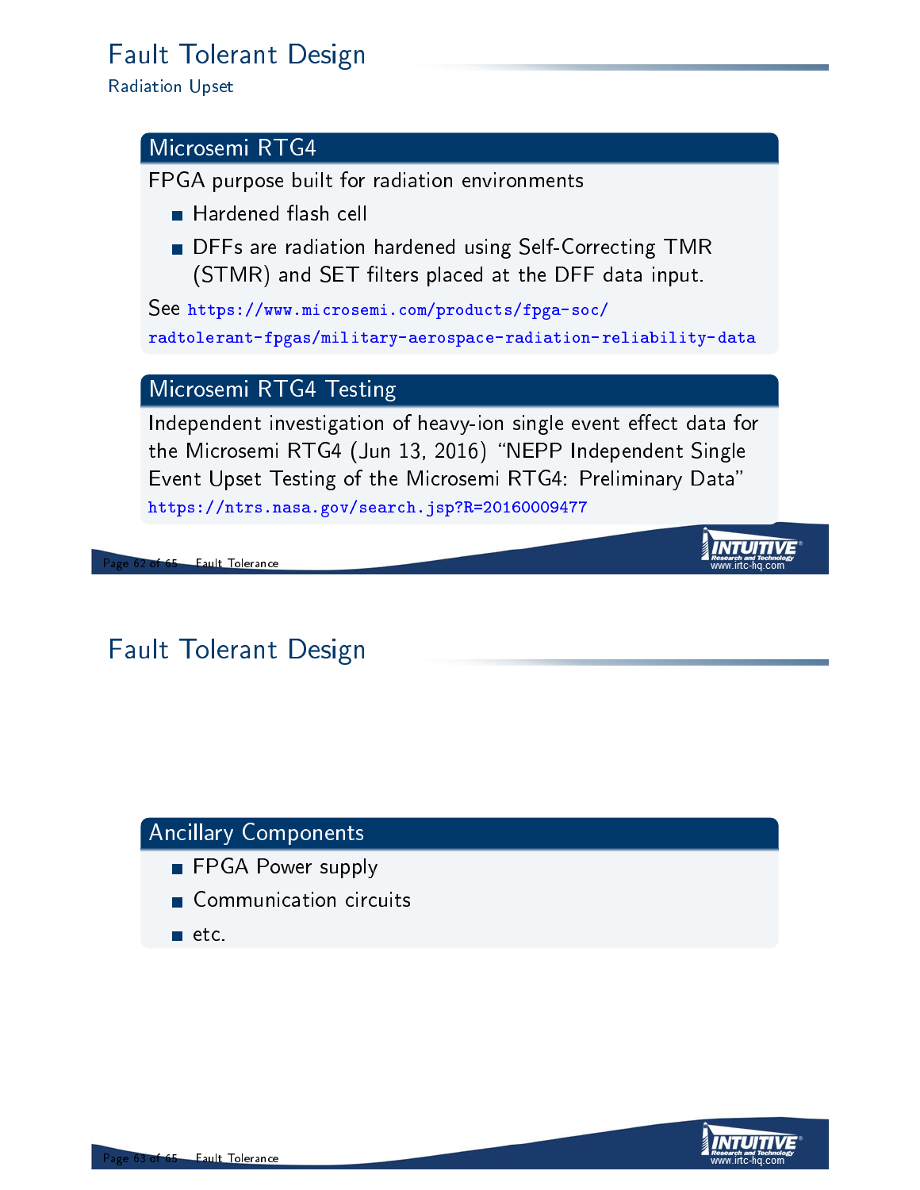# Fault Tolerant Design

## Radiation Upset

### Microsemi RTG4

FPGA purpose built for radiation environments

- Hardened flash cell
- DFFs are radiation hardened using Self-Correcting TMR (STMR) and SET filters placed at the DFF data input.

See https://www.microsemi.com/products/fpga-soc/radtolerant-fpgas/military-aerospace-radiation-reliability-data

### Microsemi RTG4 Testing

Independent investigation of heavy-ion single event effect data for the Microsemi RTG4 (Jun 13, 2016) "NEPP Independent Single Event Upset Testing of the Microsemi RTG4: Preliminary Data" https://ntrs.nasa.gov/search.jsp?R=20160009477

# Fault Tolerant Design

### Ancillary Components

- FPGA Power supply
- Communication circuits
- etc.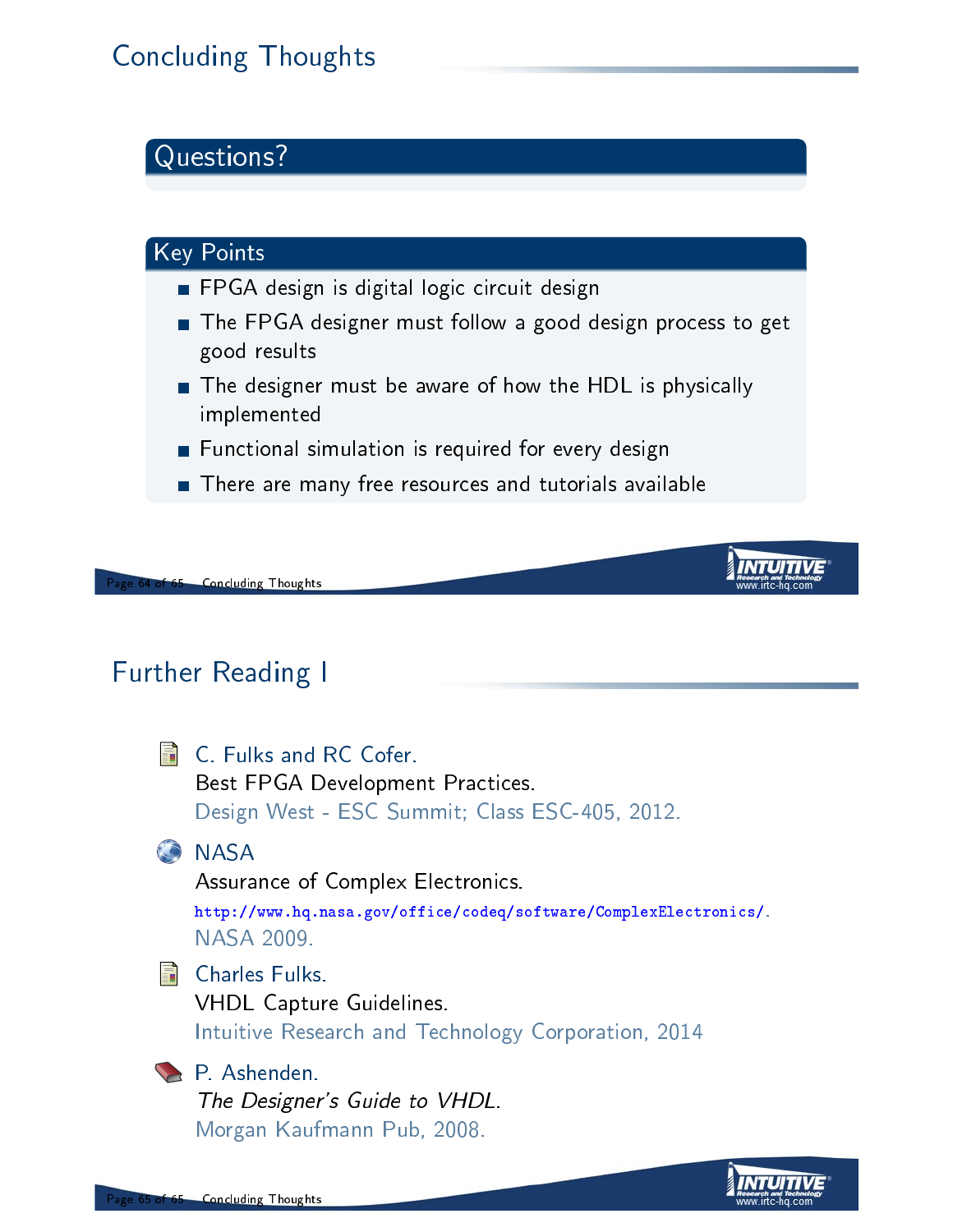# Concluding Thoughts

## Questions?

## Key Points

- FPGA design is digital logic circuit design
- The FPGA designer must follow a good design process to get good results
- The designer must be aware of how the HDL is physically implemented
- Functional simulation is required for every design
- There are many free resources and tutorials available

# Further Reading I

- C. Fulks and RC Cofer.
  Best FPGA Development Practices.
  Design West - ESC Summit; Class ESC-405, 2012.
- NASA
  Assurance of Complex Electronics.
  http://www.hq.nasa.gov/office/codeq/software/ComplexElectronics/.
  NASA 2009.
- Charles Fulks.
  VHDL Capture Guidelines.
  Intuitive Research and Technology Corporation, 2014
- P. Ashenden.
  *The Designer's Guide to VHDL.*
  Morgan Kaufmann Pub, 2008.